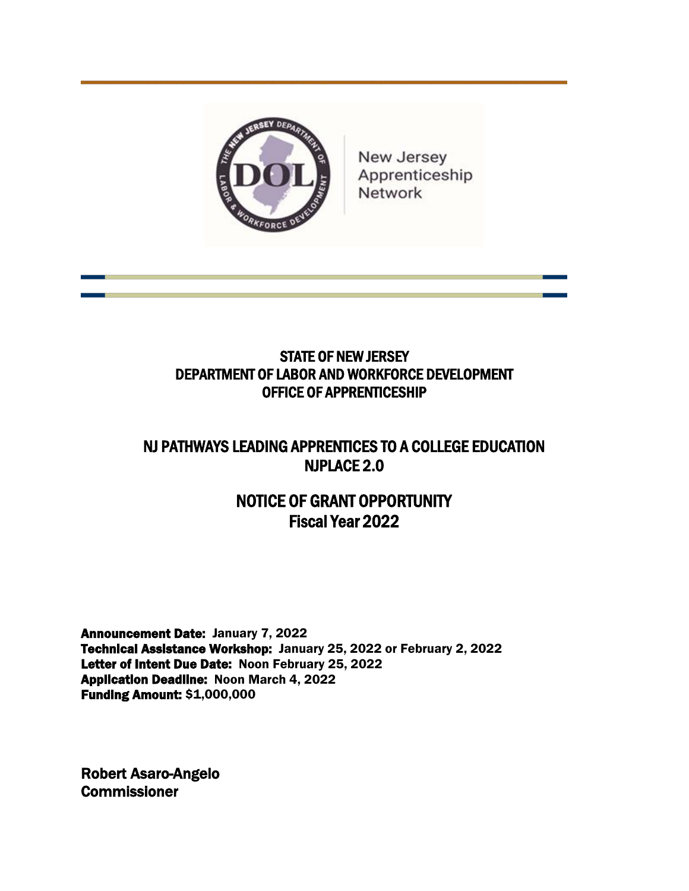New Jersey Apprenticeship Network

# STATE OF NEW JERSEY
# DEPARTMENT OF LABOR AND WORKFORCE DEVELOPMENT
# OFFICE OF APPRENTICESHIP

## NJ PATHWAYS LEADING APPRENTICES TO A COLLEGE EDUCATION NJPLACE 2.0

## NOTICE OF GRANT OPPORTUNITY
## Fiscal Year 2022

**Announcement Date:** January 7, 2022
**Technical Assistance Workshop:** January 25, 2022 or February 2, 2022
**Letter of Intent Due Date:** Noon February 25, 2022
**Application Deadline:** Noon March 4, 2022
**Funding Amount:** $1,000,000

**Robert Asaro-Angelo**
**Commissioner**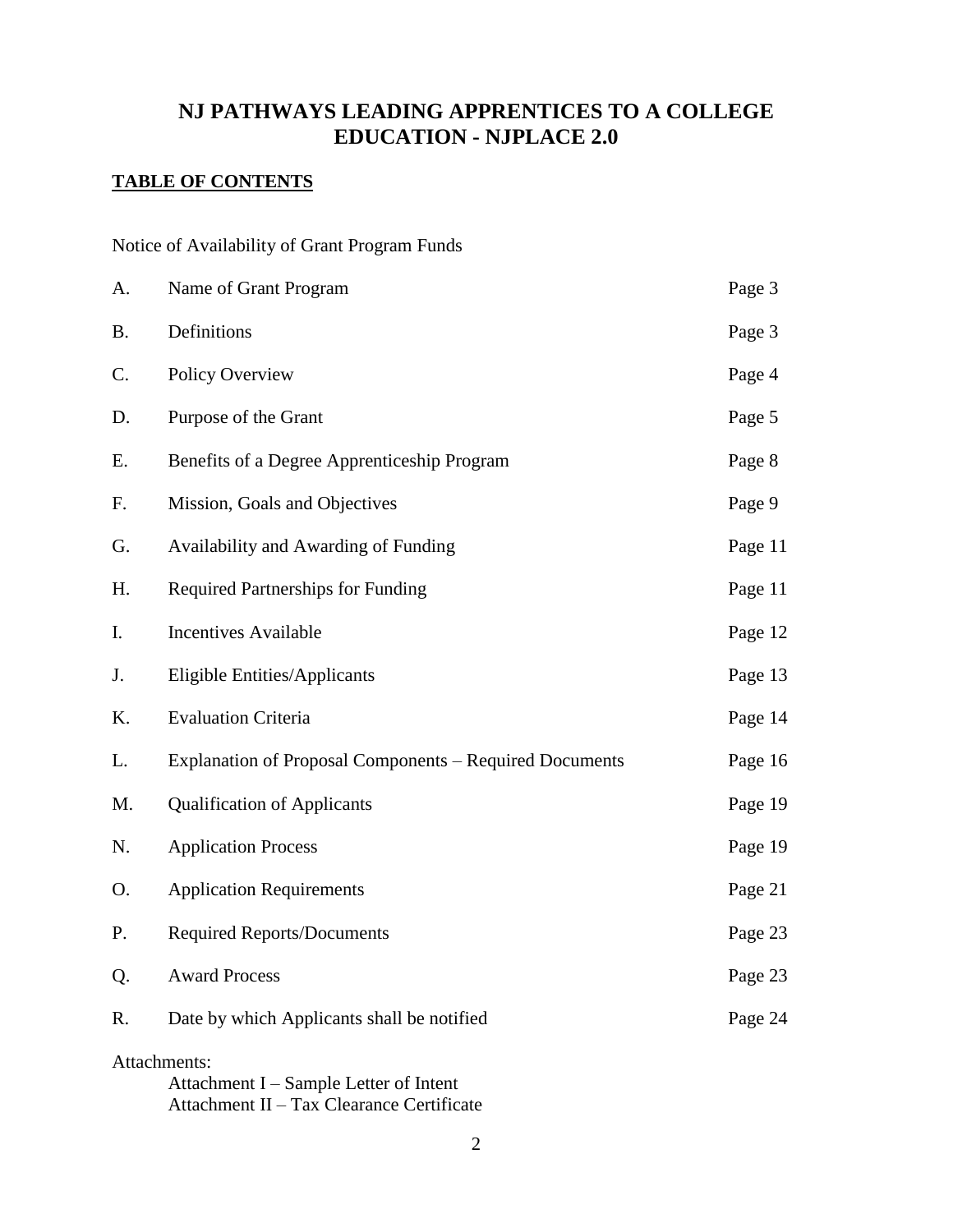# NJ PATHWAYS LEADING APPRENTICES TO A COLLEGE EDUCATION - NJPLACE 2.0

## TABLE OF CONTENTS

Notice of Availability of Grant Program Funds

| | | |
|---|---|---|
| A. | Name of Grant Program | Page 3 |
| B. | Definitions | Page 3 |
| C. | Policy Overview | Page 4 |
| D. | Purpose of the Grant | Page 5 |
| E. | Benefits of a Degree Apprenticeship Program | Page 8 |
| F. | Mission, Goals and Objectives | Page 9 |
| G. | Availability and Awarding of Funding | Page 11 |
| H. | Required Partnerships for Funding | Page 11 |
| I. | Incentives Available | Page 12 |
| J. | Eligible Entities/Applicants | Page 13 |
| K. | Evaluation Criteria | Page 14 |
| L. | Explanation of Proposal Components – Required Documents | Page 16 |
| M. | Qualification of Applicants | Page 19 |
| N. | Application Process | Page 19 |
| O. | Application Requirements | Page 21 |
| P. | Required Reports/Documents | Page 23 |
| Q. | Award Process | Page 23 |
| R. | Date by which Applicants shall be notified | Page 24 |

Attachments:

- Attachment I – Sample Letter of Intent
- Attachment II – Tax Clearance Certificate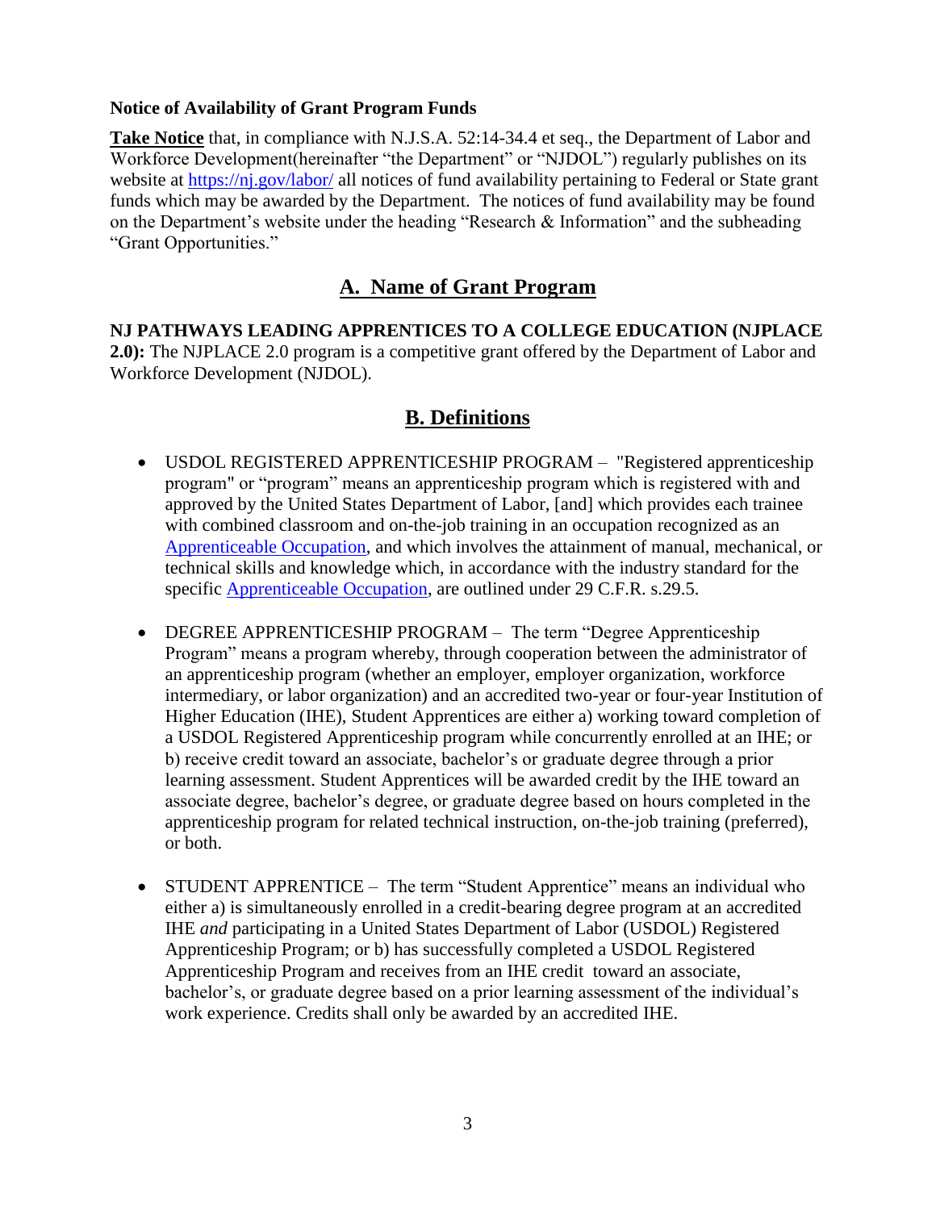**Notice of Availability of Grant Program Funds**

**Take Notice** that, in compliance with N.J.S.A. 52:14-34.4 et seq., the Department of Labor and Workforce Development(hereinafter "the Department" or "NJDOL") regularly publishes on its website at https://nj.gov/labor/ all notices of fund availability pertaining to Federal or State grant funds which may be awarded by the Department. The notices of fund availability may be found on the Department's website under the heading "Research & Information" and the subheading "Grant Opportunities."

## A. Name of Grant Program

**NJ PATHWAYS LEADING APPRENTICES TO A COLLEGE EDUCATION (NJPLACE 2.0):** The NJPLACE 2.0 program is a competitive grant offered by the Department of Labor and Workforce Development (NJDOL).

## B. Definitions

- USDOL REGISTERED APPRENTICESHIP PROGRAM – "Registered apprenticeship program" or "program" means an apprenticeship program which is registered with and approved by the United States Department of Labor, [and] which provides each trainee with combined classroom and on-the-job training in an occupation recognized as an Apprenticeable Occupation, and which involves the attainment of manual, mechanical, or technical skills and knowledge which, in accordance with the industry standard for the specific Apprenticeable Occupation, are outlined under 29 C.F.R. s.29.5.

- DEGREE APPRENTICESHIP PROGRAM – The term "Degree Apprenticeship Program" means a program whereby, through cooperation between the administrator of an apprenticeship program (whether an employer, employer organization, workforce intermediary, or labor organization) and an accredited two-year or four-year Institution of Higher Education (IHE), Student Apprentices are either a) working toward completion of a USDOL Registered Apprenticeship program while concurrently enrolled at an IHE; or b) receive credit toward an associate, bachelor's or graduate degree through a prior learning assessment. Student Apprentices will be awarded credit by the IHE toward an associate degree, bachelor's degree, or graduate degree based on hours completed in the apprenticeship program for related technical instruction, on-the-job training (preferred), or both.

- STUDENT APPRENTICE – The term "Student Apprentice" means an individual who either a) is simultaneously enrolled in a credit-bearing degree program at an accredited IHE *and* participating in a United States Department of Labor (USDOL) Registered Apprenticeship Program; or b) has successfully completed a USDOL Registered Apprenticeship Program and receives from an IHE credit toward an associate, bachelor's, or graduate degree based on a prior learning assessment of the individual's work experience. Credits shall only be awarded by an accredited IHE.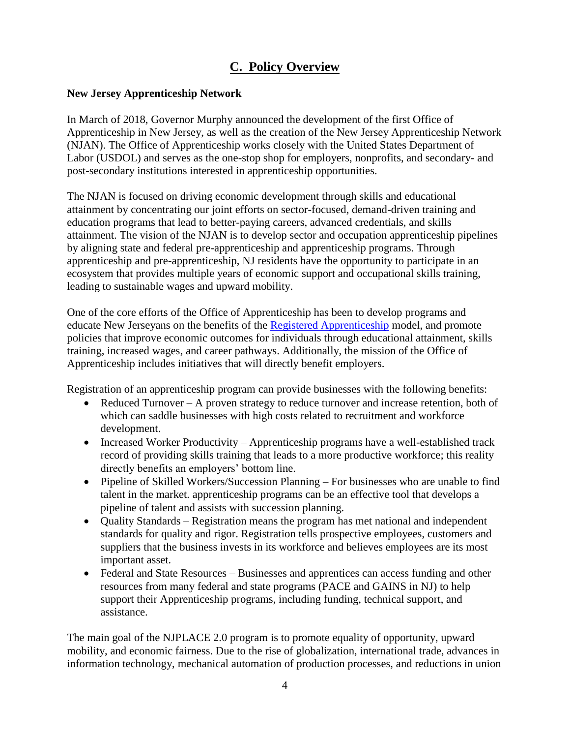# C. Policy Overview

**New Jersey Apprenticeship Network**

In March of 2018, Governor Murphy announced the development of the first Office of Apprenticeship in New Jersey, as well as the creation of the New Jersey Apprenticeship Network (NJAN). The Office of Apprenticeship works closely with the United States Department of Labor (USDOL) and serves as the one-stop shop for employers, nonprofits, and secondary- and post-secondary institutions interested in apprenticeship opportunities.

The NJAN is focused on driving economic development through skills and educational attainment by concentrating our joint efforts on sector-focused, demand-driven training and education programs that lead to better-paying careers, advanced credentials, and skills attainment. The vision of the NJAN is to develop sector and occupation apprenticeship pipelines by aligning state and federal pre-apprenticeship and apprenticeship programs. Through apprenticeship and pre-apprenticeship, NJ residents have the opportunity to participate in an ecosystem that provides multiple years of economic support and occupational skills training, leading to sustainable wages and upward mobility.

One of the core efforts of the Office of Apprenticeship has been to develop programs and educate New Jerseyans on the benefits of the Registered Apprenticeship model, and promote policies that improve economic outcomes for individuals through educational attainment, skills training, increased wages, and career pathways. Additionally, the mission of the Office of Apprenticeship includes initiatives that will directly benefit employers.

Registration of an apprenticeship program can provide businesses with the following benefits:

- Reduced Turnover – A proven strategy to reduce turnover and increase retention, both of which can saddle businesses with high costs related to recruitment and workforce development.
- Increased Worker Productivity – Apprenticeship programs have a well-established track record of providing skills training that leads to a more productive workforce; this reality directly benefits an employers' bottom line.
- Pipeline of Skilled Workers/Succession Planning – For businesses who are unable to find talent in the market. apprenticeship programs can be an effective tool that develops a pipeline of talent and assists with succession planning.
- Quality Standards – Registration means the program has met national and independent standards for quality and rigor. Registration tells prospective employees, customers and suppliers that the business invests in its workforce and believes employees are its most important asset.
- Federal and State Resources – Businesses and apprentices can access funding and other resources from many federal and state programs (PACE and GAINS in NJ) to help support their Apprenticeship programs, including funding, technical support, and assistance.

The main goal of the NJPLACE 2.0 program is to promote equality of opportunity, upward mobility, and economic fairness. Due to the rise of globalization, international trade, advances in information technology, mechanical automation of production processes, and reductions in union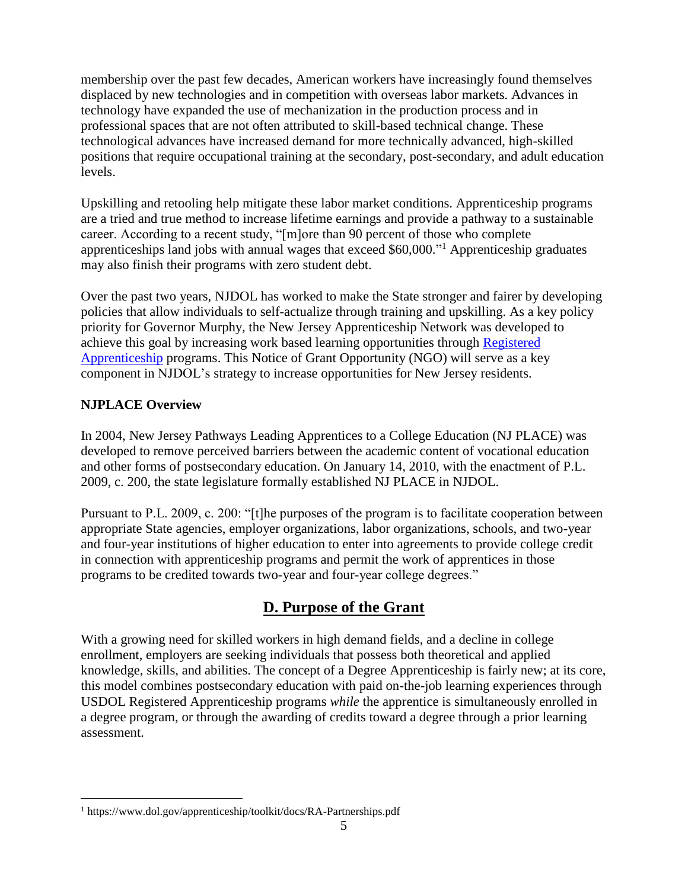membership over the past few decades, American workers have increasingly found themselves displaced by new technologies and in competition with overseas labor markets. Advances in technology have expanded the use of mechanization in the production process and in professional spaces that are not often attributed to skill-based technical change. These technological advances have increased demand for more technically advanced, high-skilled positions that require occupational training at the secondary, post-secondary, and adult education levels.

Upskilling and retooling help mitigate these labor market conditions. Apprenticeship programs are a tried and true method to increase lifetime earnings and provide a pathway to a sustainable career. According to a recent study, "[m]ore than 90 percent of those who complete apprenticeships land jobs with annual wages that exceed $60,000."[1] Apprenticeship graduates may also finish their programs with zero student debt.

Over the past two years, NJDOL has worked to make the State stronger and fairer by developing policies that allow individuals to self-actualize through training and upskilling. As a key policy priority for Governor Murphy, the New Jersey Apprenticeship Network was developed to achieve this goal by increasing work based learning opportunities through Registered Apprenticeship programs. This Notice of Grant Opportunity (NGO) will serve as a key component in NJDOL's strategy to increase opportunities for New Jersey residents.

**NJPLACE Overview**

In 2004, New Jersey Pathways Leading Apprentices to a College Education (NJ PLACE) was developed to remove perceived barriers between the academic content of vocational education and other forms of postsecondary education. On January 14, 2010, with the enactment of P.L. 2009, c. 200, the state legislature formally established NJ PLACE in NJDOL.

Pursuant to P.L. 2009, c. 200: "[t]he purposes of the program is to facilitate cooperation between appropriate State agencies, employer organizations, labor organizations, schools, and two-year and four-year institutions of higher education to enter into agreements to provide college credit in connection with apprenticeship programs and permit the work of apprentices in those programs to be credited towards two-year and four-year college degrees."

## D. Purpose of the Grant

With a growing need for skilled workers in high demand fields, and a decline in college enrollment, employers are seeking individuals that possess both theoretical and applied knowledge, skills, and abilities. The concept of a Degree Apprenticeship is fairly new; at its core, this model combines postsecondary education with paid on-the-job learning experiences through USDOL Registered Apprenticeship programs *while* the apprentice is simultaneously enrolled in a degree program, or through the awarding of credits toward a degree through a prior learning assessment.

[1] https://www.dol.gov/apprenticeship/toolkit/docs/RA-Partnerships.pdf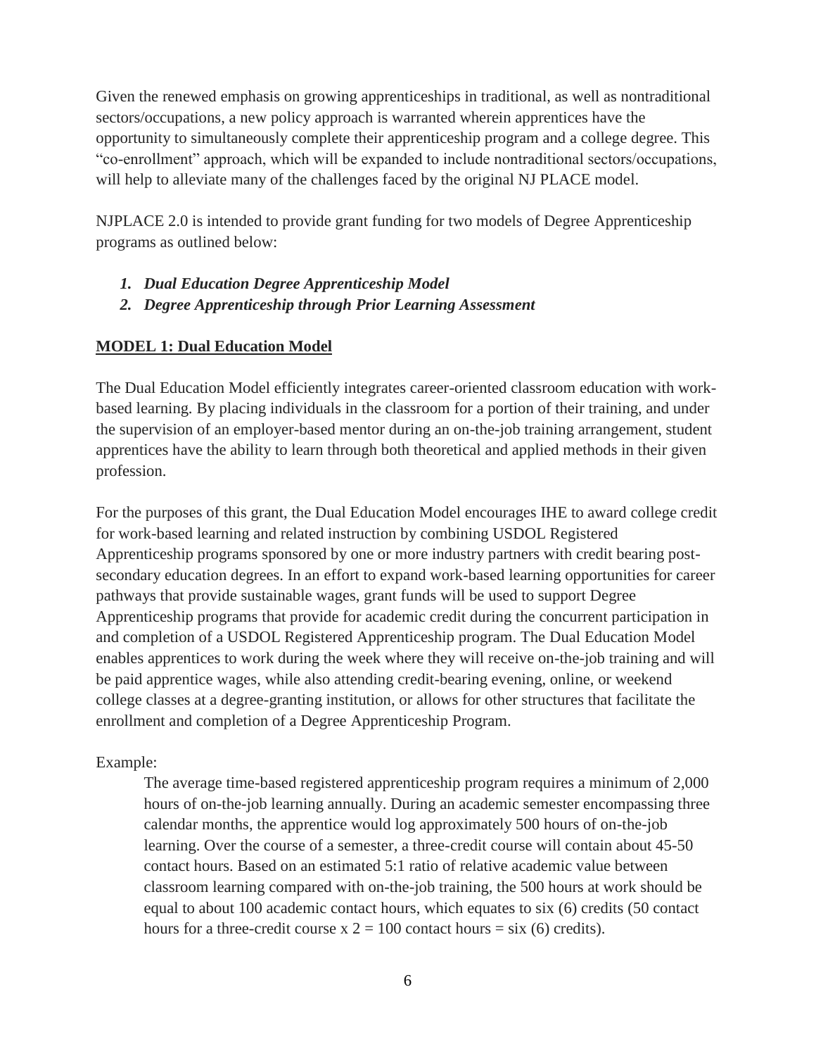Given the renewed emphasis on growing apprenticeships in traditional, as well as nontraditional sectors/occupations, a new policy approach is warranted wherein apprentices have the opportunity to simultaneously complete their apprenticeship program and a college degree. This "co-enrollment" approach, which will be expanded to include nontraditional sectors/occupations, will help to alleviate many of the challenges faced by the original NJ PLACE model.

NJPLACE 2.0 is intended to provide grant funding for two models of Degree Apprenticeship programs as outlined below:

1. ***Dual Education Degree Apprenticeship Model***
2. ***Degree Apprenticeship through Prior Learning Assessment***

**MODEL 1: Dual Education Model**

The Dual Education Model efficiently integrates career-oriented classroom education with work-based learning. By placing individuals in the classroom for a portion of their training, and under the supervision of an employer-based mentor during an on-the-job training arrangement, student apprentices have the ability to learn through both theoretical and applied methods in their given profession.

For the purposes of this grant, the Dual Education Model encourages IHE to award college credit for work-based learning and related instruction by combining USDOL Registered Apprenticeship programs sponsored by one or more industry partners with credit bearing post-secondary education degrees. In an effort to expand work-based learning opportunities for career pathways that provide sustainable wages, grant funds will be used to support Degree Apprenticeship programs that provide for academic credit during the concurrent participation in and completion of a USDOL Registered Apprenticeship program. The Dual Education Model enables apprentices to work during the week where they will receive on-the-job training and will be paid apprentice wages, while also attending credit-bearing evening, online, or weekend college classes at a degree-granting institution, or allows for other structures that facilitate the enrollment and completion of a Degree Apprenticeship Program.

Example:

> The average time-based registered apprenticeship program requires a minimum of 2,000 hours of on-the-job learning annually. During an academic semester encompassing three calendar months, the apprentice would log approximately 500 hours of on-the-job learning. Over the course of a semester, a three-credit course will contain about 45-50 contact hours. Based on an estimated 5:1 ratio of relative academic value between classroom learning compared with on-the-job training, the 500 hours at work should be equal to about 100 academic contact hours, which equates to six (6) credits (50 contact hours for a three-credit course x 2 = 100 contact hours = six (6) credits).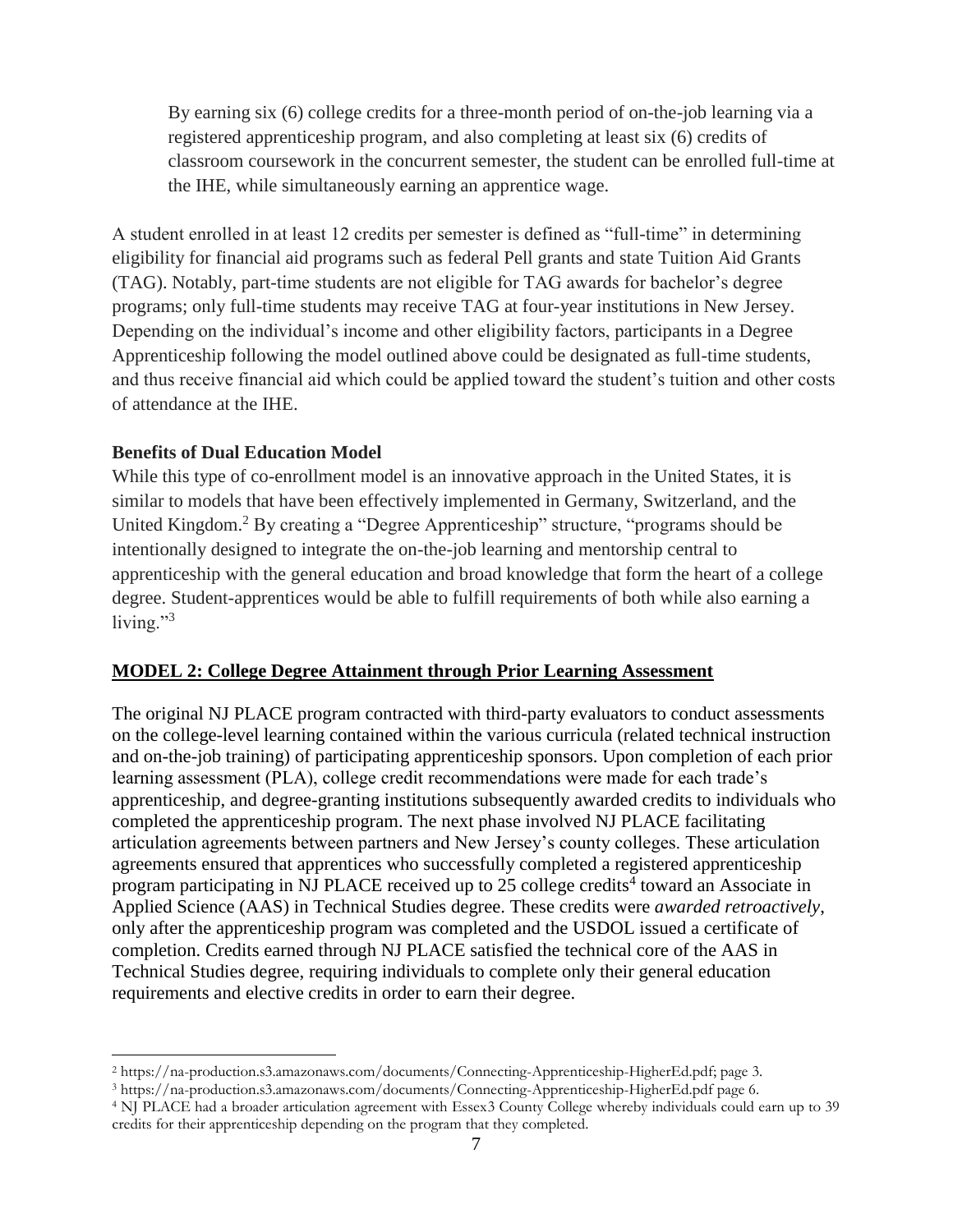> By earning six (6) college credits for a three-month period of on-the-job learning via a registered apprenticeship program, and also completing at least six (6) credits of classroom coursework in the concurrent semester, the student can be enrolled full-time at the IHE, while simultaneously earning an apprentice wage.

A student enrolled in at least 12 credits per semester is defined as "full-time" in determining eligibility for financial aid programs such as federal Pell grants and state Tuition Aid Grants (TAG). Notably, part-time students are not eligible for TAG awards for bachelor's degree programs; only full-time students may receive TAG at four-year institutions in New Jersey. Depending on the individual's income and other eligibility factors, participants in a Degree Apprenticeship following the model outlined above could be designated as full-time students, and thus receive financial aid which could be applied toward the student's tuition and other costs of attendance at the IHE.

**Benefits of Dual Education Model**

While this type of co-enrollment model is an innovative approach in the United States, it is similar to models that have been effectively implemented in Germany, Switzerland, and the United Kingdom.[2] By creating a "Degree Apprenticeship" structure, "programs should be intentionally designed to integrate the on-the-job learning and mentorship central to apprenticeship with the general education and broad knowledge that form the heart of a college degree. Student-apprentices would be able to fulfill requirements of both while also earning a living."[3]

**MODEL 2: College Degree Attainment through Prior Learning Assessment**

The original NJ PLACE program contracted with third-party evaluators to conduct assessments on the college-level learning contained within the various curricula (related technical instruction and on-the-job training) of participating apprenticeship sponsors. Upon completion of each prior learning assessment (PLA), college credit recommendations were made for each trade's apprenticeship, and degree-granting institutions subsequently awarded credits to individuals who completed the apprenticeship program. The next phase involved NJ PLACE facilitating articulation agreements between partners and New Jersey's county colleges. These articulation agreements ensured that apprentices who successfully completed a registered apprenticeship program participating in NJ PLACE received up to 25 college credits[4] toward an Associate in Applied Science (AAS) in Technical Studies degree. These credits were *awarded retroactively*, only after the apprenticeship program was completed and the USDOL issued a certificate of completion. Credits earned through NJ PLACE satisfied the technical core of the AAS in Technical Studies degree, requiring individuals to complete only their general education requirements and elective credits in order to earn their degree.

---

[2] https://na-production.s3.amazonaws.com/documents/Connecting-Apprenticeship-HigherEd.pdf; page 3.

[3] https://na-production.s3.amazonaws.com/documents/Connecting-Apprenticeship-HigherEd.pdf page 6.

[4] NJ PLACE had a broader articulation agreement with Essex3 County College whereby individuals could earn up to 39 credits for their apprenticeship depending on the program that they completed.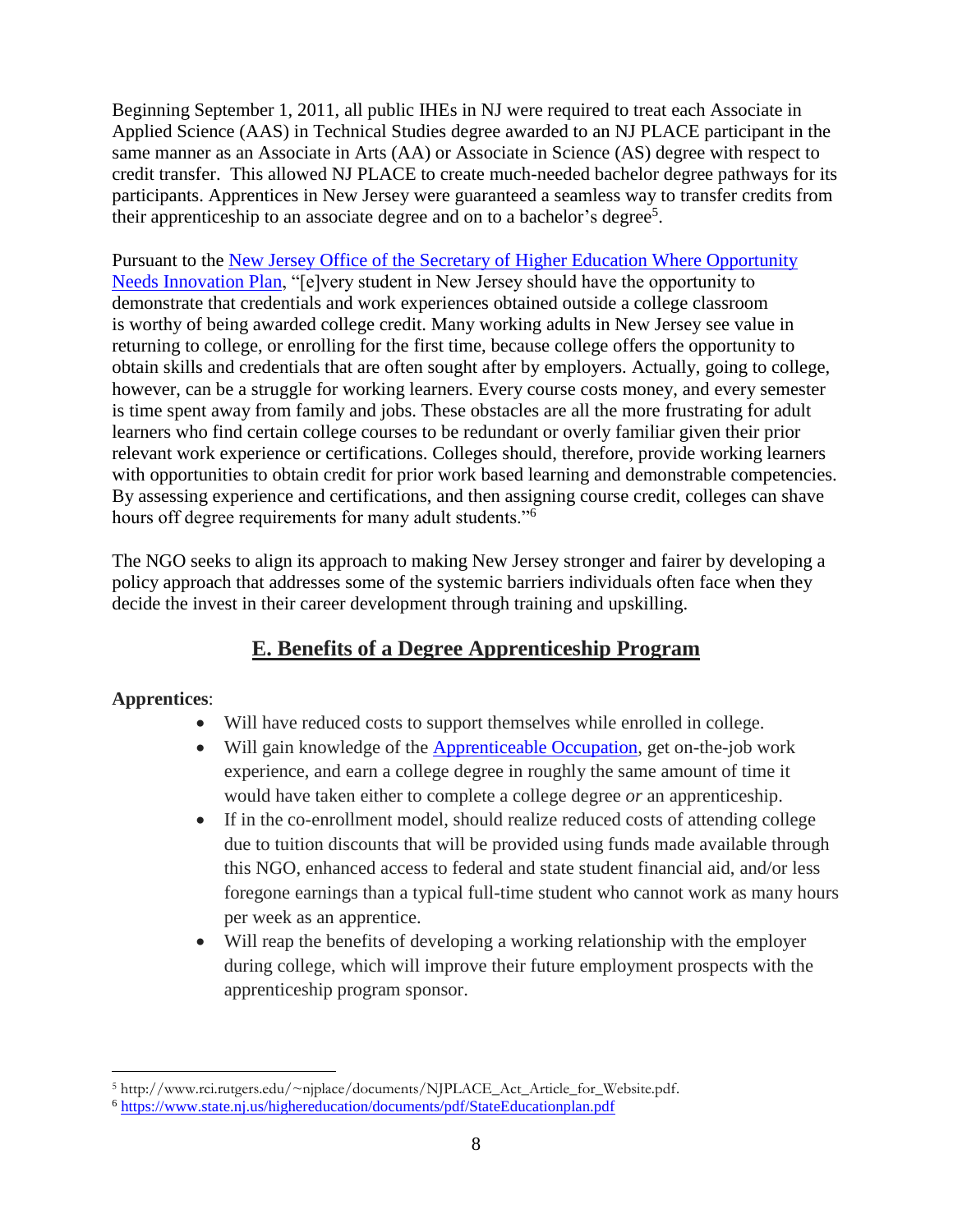Beginning September 1, 2011, all public IHEs in NJ were required to treat each Associate in Applied Science (AAS) in Technical Studies degree awarded to an NJ PLACE participant in the same manner as an Associate in Arts (AA) or Associate in Science (AS) degree with respect to credit transfer. This allowed NJ PLACE to create much-needed bachelor degree pathways for its participants. Apprentices in New Jersey were guaranteed a seamless way to transfer credits from their apprenticeship to an associate degree and on to a bachelor's degree[5].

Pursuant to the [New Jersey Office of the Secretary of Higher Education Where Opportunity Needs Innovation Plan](https://www.state.nj.us/highereducation/documents/pdf/StateEducationplan.pdf), "[e]very student in New Jersey should have the opportunity to demonstrate that credentials and work experiences obtained outside a college classroom is worthy of being awarded college credit. Many working adults in New Jersey see value in returning to college, or enrolling for the first time, because college offers the opportunity to obtain skills and credentials that are often sought after by employers. Actually, going to college, however, can be a struggle for working learners. Every course costs money, and every semester is time spent away from family and jobs. These obstacles are all the more frustrating for adult learners who find certain college courses to be redundant or overly familiar given their prior relevant work experience or certifications. Colleges should, therefore, provide working learners with opportunities to obtain credit for prior work based learning and demonstrable competencies. By assessing experience and certifications, and then assigning course credit, colleges can shave hours off degree requirements for many adult students."[6]

The NGO seeks to align its approach to making New Jersey stronger and fairer by developing a policy approach that addresses some of the systemic barriers individuals often face when they decide the invest in their career development through training and upskilling.

## E. Benefits of a Degree Apprenticeship Program

**Apprentices**:

- Will have reduced costs to support themselves while enrolled in college.
- Will gain knowledge of the Apprenticeable Occupation, get on-the-job work experience, and earn a college degree in roughly the same amount of time it would have taken either to complete a college degree *or* an apprenticeship.
- If in the co-enrollment model, should realize reduced costs of attending college due to tuition discounts that will be provided using funds made available through this NGO, enhanced access to federal and state student financial aid, and/or less foregone earnings than a typical full-time student who cannot work as many hours per week as an apprentice.
- Will reap the benefits of developing a working relationship with the employer during college, which will improve their future employment prospects with the apprenticeship program sponsor.

---

[5] http://www.rci.rutgers.edu/~njplace/documents/NJPLACE_Act_Article_for_Website.pdf.

[6] https://www.state.nj.us/highereducation/documents/pdf/StateEducationplan.pdf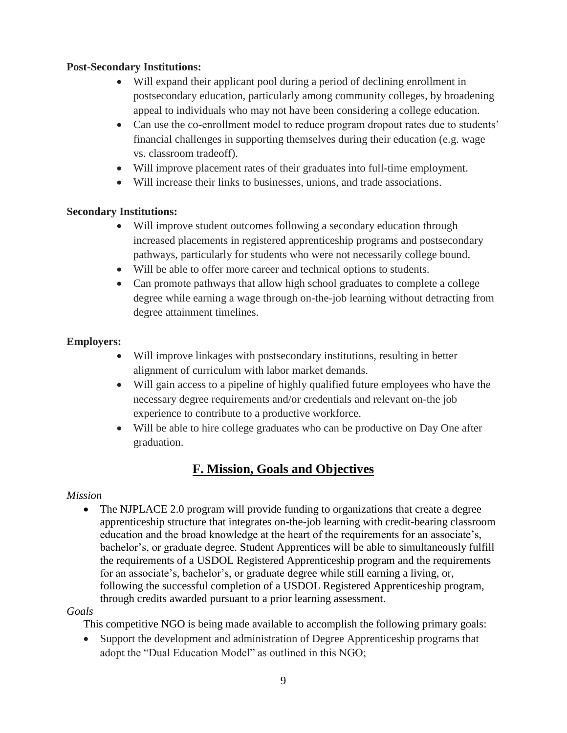**Post-Secondary Institutions:**

- Will expand their applicant pool during a period of declining enrollment in postsecondary education, particularly among community colleges, by broadening appeal to individuals who may not have been considering a college education.
- Can use the co-enrollment model to reduce program dropout rates due to students' financial challenges in supporting themselves during their education (e.g. wage vs. classroom tradeoff).
- Will improve placement rates of their graduates into full-time employment.
- Will increase their links to businesses, unions, and trade associations.

**Secondary Institutions:**

- Will improve student outcomes following a secondary education through increased placements in registered apprenticeship programs and postsecondary pathways, particularly for students who were not necessarily college bound.
- Will be able to offer more career and technical options to students.
- Can promote pathways that allow high school graduates to complete a college degree while earning a wage through on-the-job learning without detracting from degree attainment timelines.

**Employers:**

- Will improve linkages with postsecondary institutions, resulting in better alignment of curriculum with labor market demands.
- Will gain access to a pipeline of highly qualified future employees who have the necessary degree requirements and/or credentials and relevant on-the job experience to contribute to a productive workforce.
- Will be able to hire college graduates who can be productive on Day One after graduation.

## F. Mission, Goals and Objectives

*Mission*

- The NJPLACE 2.0 program will provide funding to organizations that create a degree apprenticeship structure that integrates on-the-job learning with credit-bearing classroom education and the broad knowledge at the heart of the requirements for an associate's, bachelor's, or graduate degree. Student Apprentices will be able to simultaneously fulfill the requirements of a USDOL Registered Apprenticeship program and the requirements for an associate's, bachelor's, or graduate degree while still earning a living, or, following the successful completion of a USDOL Registered Apprenticeship program, through credits awarded pursuant to a prior learning assessment.

*Goals*

This competitive NGO is being made available to accomplish the following primary goals:

- Support the development and administration of Degree Apprenticeship programs that adopt the "Dual Education Model" as outlined in this NGO;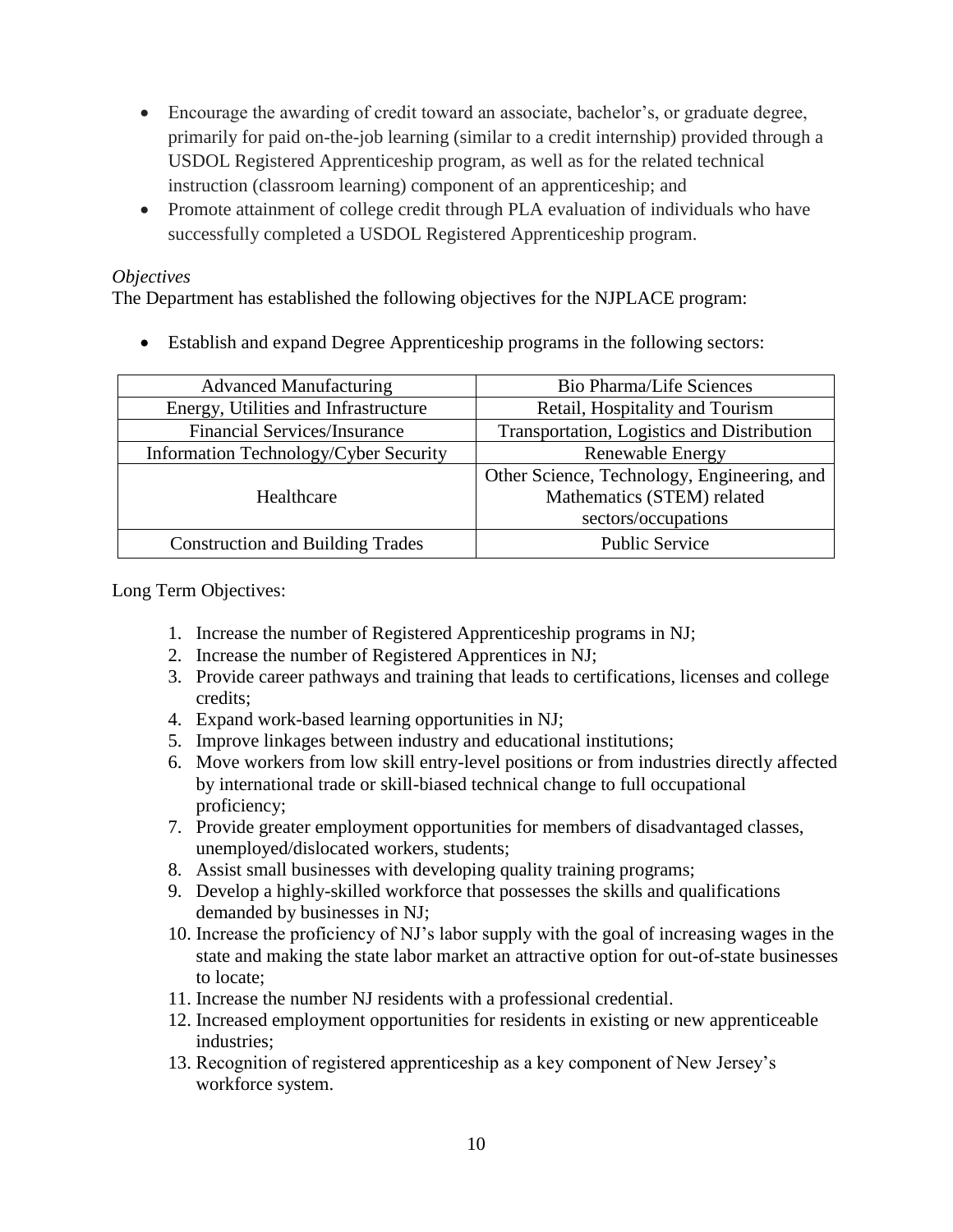- Encourage the awarding of credit toward an associate, bachelor's, or graduate degree, primarily for paid on-the-job learning (similar to a credit internship) provided through a USDOL Registered Apprenticeship program, as well as for the related technical instruction (classroom learning) component of an apprenticeship; and
- Promote attainment of college credit through PLA evaluation of individuals who have successfully completed a USDOL Registered Apprenticeship program.

*Objectives*

The Department has established the following objectives for the NJPLACE program:

- Establish and expand Degree Apprenticeship programs in the following sectors:

| Advanced Manufacturing | Bio Pharma/Life Sciences |
|---|---|
| Energy, Utilities and Infrastructure | Retail, Hospitality and Tourism |
| Financial Services/Insurance | Transportation, Logistics and Distribution |
| Information Technology/Cyber Security | Renewable Energy |
| Healthcare | Other Science, Technology, Engineering, and Mathematics (STEM) related sectors/occupations |
| Construction and Building Trades | Public Service |

Long Term Objectives:

1. Increase the number of Registered Apprenticeship programs in NJ;
2. Increase the number of Registered Apprentices in NJ;
3. Provide career pathways and training that leads to certifications, licenses and college credits;
4. Expand work-based learning opportunities in NJ;
5. Improve linkages between industry and educational institutions;
6. Move workers from low skill entry-level positions or from industries directly affected by international trade or skill-biased technical change to full occupational proficiency;
7. Provide greater employment opportunities for members of disadvantaged classes, unemployed/dislocated workers, students;
8. Assist small businesses with developing quality training programs;
9. Develop a highly-skilled workforce that possesses the skills and qualifications demanded by businesses in NJ;
10. Increase the proficiency of NJ's labor supply with the goal of increasing wages in the state and making the state labor market an attractive option for out-of-state businesses to locate;
11. Increase the number NJ residents with a professional credential.
12. Increased employment opportunities for residents in existing or new apprenticeable industries;
13. Recognition of registered apprenticeship as a key component of New Jersey's workforce system.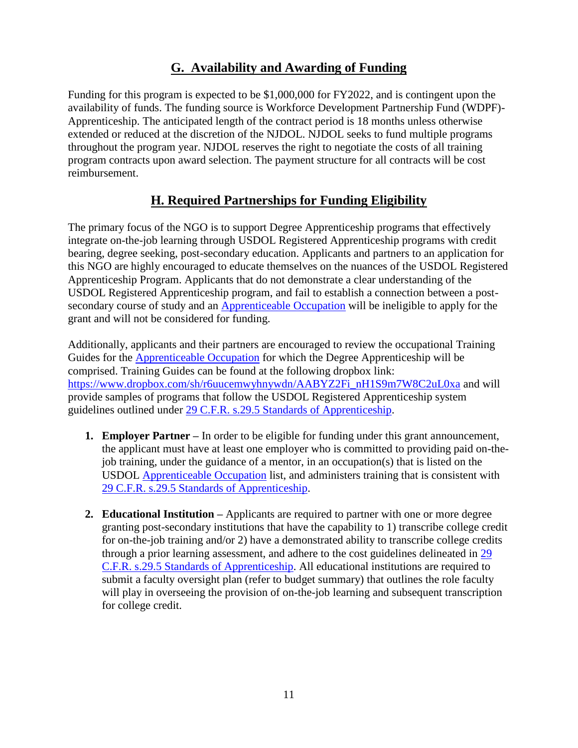## G. Availability and Awarding of Funding

Funding for this program is expected to be $1,000,000 for FY2022, and is contingent upon the availability of funds. The funding source is Workforce Development Partnership Fund (WDPF)-Apprenticeship. The anticipated length of the contract period is 18 months unless otherwise extended or reduced at the discretion of the NJDOL. NJDOL seeks to fund multiple programs throughout the program year. NJDOL reserves the right to negotiate the costs of all training program contracts upon award selection. The payment structure for all contracts will be cost reimbursement.

## H. Required Partnerships for Funding Eligibility

The primary focus of the NGO is to support Degree Apprenticeship programs that effectively integrate on-the-job learning through USDOL Registered Apprenticeship programs with credit bearing, degree seeking, post-secondary education. Applicants and partners to an application for this NGO are highly encouraged to educate themselves on the nuances of the USDOL Registered Apprenticeship Program. Applicants that do not demonstrate a clear understanding of the USDOL Registered Apprenticeship program, and fail to establish a connection between a post-secondary course of study and an Apprenticeable Occupation will be ineligible to apply for the grant and will not be considered for funding.

Additionally, applicants and their partners are encouraged to review the occupational Training Guides for the Apprenticeable Occupation for which the Degree Apprenticeship will be comprised. Training Guides can be found at the following dropbox link: https://www.dropbox.com/sh/r6uucemwyhnywdn/AABYZ2Fi_nH1S9m7W8C2uL0xa and will provide samples of programs that follow the USDOL Registered Apprenticeship system guidelines outlined under 29 C.F.R. s.29.5 Standards of Apprenticeship.

1. **Employer Partner –** In order to be eligible for funding under this grant announcement, the applicant must have at least one employer who is committed to providing paid on-the-job training, under the guidance of a mentor, in an occupation(s) that is listed on the USDOL Apprenticeable Occupation list, and administers training that is consistent with 29 C.F.R. s.29.5 Standards of Apprenticeship.

2. **Educational Institution –** Applicants are required to partner with one or more degree granting post-secondary institutions that have the capability to 1) transcribe college credit for on-the-job training and/or 2) have a demonstrated ability to transcribe college credits through a prior learning assessment, and adhere to the cost guidelines delineated in 29 C.F.R. s.29.5 Standards of Apprenticeship. All educational institutions are required to submit a faculty oversight plan (refer to budget summary) that outlines the role faculty will play in overseeing the provision of on-the-job learning and subsequent transcription for college credit.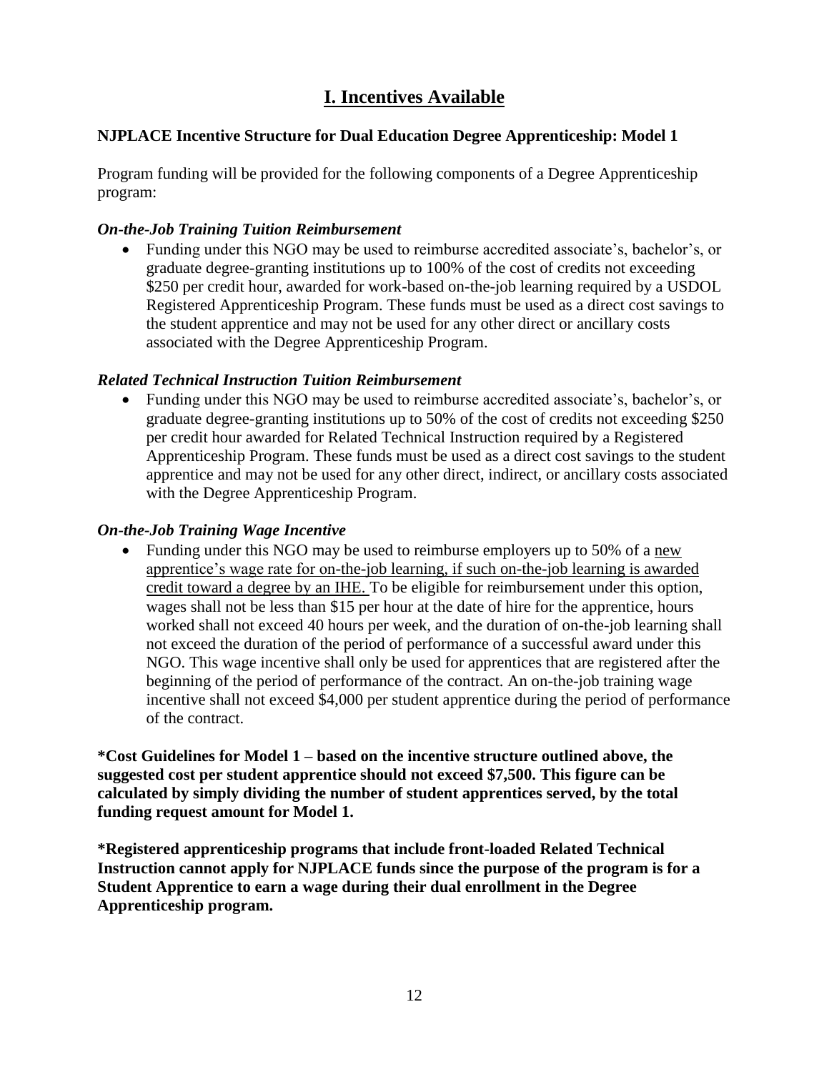# I. Incentives Available

**NJPLACE Incentive Structure for Dual Education Degree Apprenticeship: Model 1**

Program funding will be provided for the following components of a Degree Apprenticeship program:

### *On-the-Job Training Tuition Reimbursement*

- Funding under this NGO may be used to reimburse accredited associate's, bachelor's, or graduate degree-granting institutions up to 100% of the cost of credits not exceeding $250 per credit hour, awarded for work-based on-the-job learning required by a USDOL Registered Apprenticeship Program. These funds must be used as a direct cost savings to the student apprentice and may not be used for any other direct or ancillary costs associated with the Degree Apprenticeship Program.

### *Related Technical Instruction Tuition Reimbursement*

- Funding under this NGO may be used to reimburse accredited associate's, bachelor's, or graduate degree-granting institutions up to 50% of the cost of credits not exceeding $250 per credit hour awarded for Related Technical Instruction required by a Registered Apprenticeship Program. These funds must be used as a direct cost savings to the student apprentice and may not be used for any other direct, indirect, or ancillary costs associated with the Degree Apprenticeship Program.

### *On-the-Job Training Wage Incentive*

- Funding under this NGO may be used to reimburse employers up to 50% of a new apprentice's wage rate for on-the-job learning, if such on-the-job learning is awarded credit toward a degree by an IHE. To be eligible for reimbursement under this option, wages shall not be less than $15 per hour at the date of hire for the apprentice, hours worked shall not exceed 40 hours per week, and the duration of on-the-job learning shall not exceed the duration of the period of performance of a successful award under this NGO. This wage incentive shall only be used for apprentices that are registered after the beginning of the period of performance of the contract. An on-the-job training wage incentive shall not exceed $4,000 per student apprentice during the period of performance of the contract.

**\*Cost Guidelines for Model 1 – based on the incentive structure outlined above, the suggested cost per student apprentice should not exceed $7,500. This figure can be calculated by simply dividing the number of student apprentices served, by the total funding request amount for Model 1.**

**\*Registered apprenticeship programs that include front-loaded Related Technical Instruction cannot apply for NJPLACE funds since the purpose of the program is for a Student Apprentice to earn a wage during their dual enrollment in the Degree Apprenticeship program.**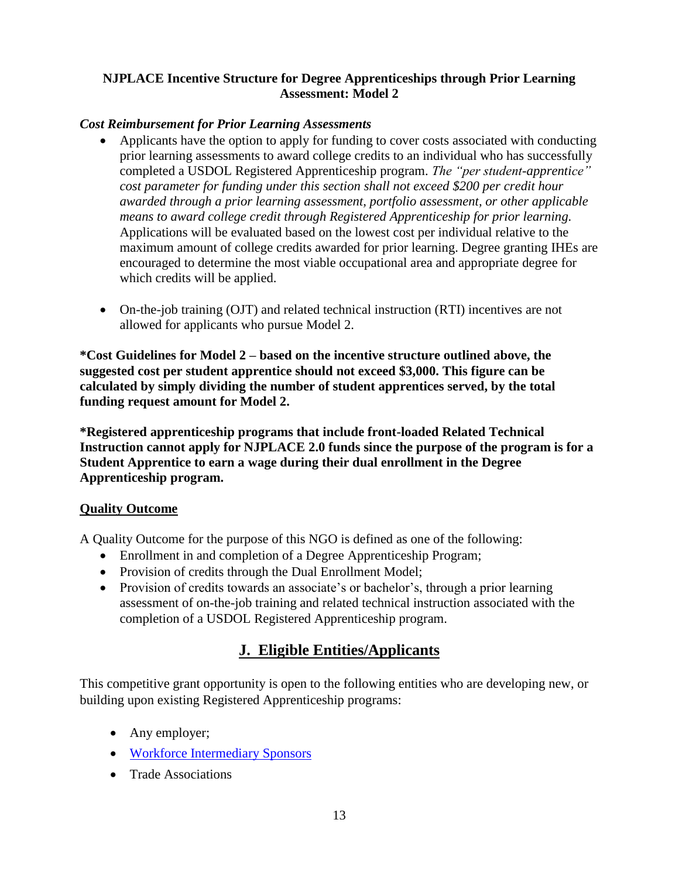**NJPLACE Incentive Structure for Degree Apprenticeships through Prior Learning Assessment: Model 2**

***Cost Reimbursement for Prior Learning Assessments***

- Applicants have the option to apply for funding to cover costs associated with conducting prior learning assessments to award college credits to an individual who has successfully completed a USDOL Registered Apprenticeship program. *The "per student-apprentice" cost parameter for funding under this section shall not exceed $200 per credit hour awarded through a prior learning assessment, portfolio assessment, or other applicable means to award college credit through Registered Apprenticeship for prior learning.* Applications will be evaluated based on the lowest cost per individual relative to the maximum amount of college credits awarded for prior learning. Degree granting IHEs are encouraged to determine the most viable occupational area and appropriate degree for which credits will be applied.

- On-the-job training (OJT) and related technical instruction (RTI) incentives are not allowed for applicants who pursue Model 2.

**\*Cost Guidelines for Model 2 – based on the incentive structure outlined above, the suggested cost per student apprentice should not exceed $3,000. This figure can be calculated by simply dividing the number of student apprentices served, by the total funding request amount for Model 2.**

**\*Registered apprenticeship programs that include front-loaded Related Technical Instruction cannot apply for NJPLACE 2.0 funds since the purpose of the program is for a Student Apprentice to earn a wage during their dual enrollment in the Degree Apprenticeship program.**

**Quality Outcome**

A Quality Outcome for the purpose of this NGO is defined as one of the following:

- Enrollment in and completion of a Degree Apprenticeship Program;
- Provision of credits through the Dual Enrollment Model;
- Provision of credits towards an associate's or bachelor's, through a prior learning assessment of on-the-job training and related technical instruction associated with the completion of a USDOL Registered Apprenticeship program.

## J. Eligible Entities/Applicants

This competitive grant opportunity is open to the following entities who are developing new, or building upon existing Registered Apprenticeship programs:

- Any employer;
- Workforce Intermediary Sponsors
- Trade Associations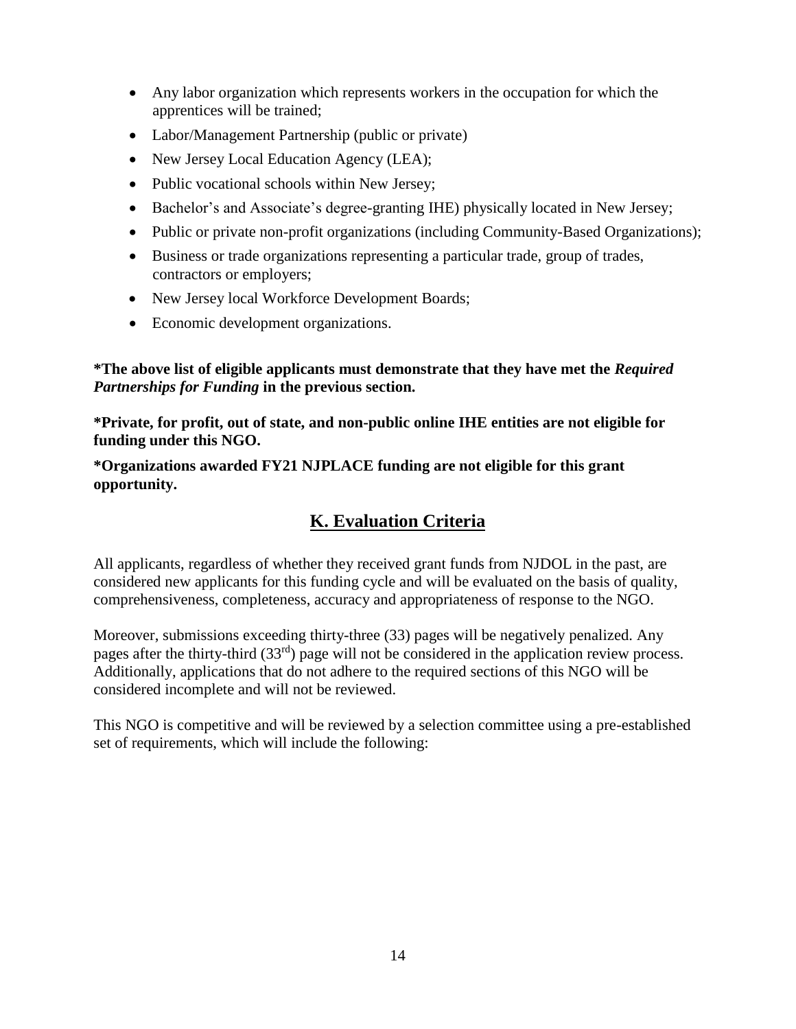- Any labor organization which represents workers in the occupation for which the apprentices will be trained;
- Labor/Management Partnership (public or private)
- New Jersey Local Education Agency (LEA);
- Public vocational schools within New Jersey;
- Bachelor's and Associate's degree-granting IHE) physically located in New Jersey;
- Public or private non-profit organizations (including Community-Based Organizations);
- Business or trade organizations representing a particular trade, group of trades, contractors or employers;
- New Jersey local Workforce Development Boards;
- Economic development organizations.

**\*The above list of eligible applicants must demonstrate that they have met the *Required Partnerships for Funding* in the previous section.**

**\*Private, for profit, out of state, and non-public online IHE entities are not eligible for funding under this NGO.**

**\*Organizations awarded FY21 NJPLACE funding are not eligible for this grant opportunity.**

## K. Evaluation Criteria

All applicants, regardless of whether they received grant funds from NJDOL in the past, are considered new applicants for this funding cycle and will be evaluated on the basis of quality, comprehensiveness, completeness, accuracy and appropriateness of response to the NGO.

Moreover, submissions exceeding thirty-three (33) pages will be negatively penalized. Any pages after the thirty-third (33rd) page will not be considered in the application review process. Additionally, applications that do not adhere to the required sections of this NGO will be considered incomplete and will not be reviewed.

This NGO is competitive and will be reviewed by a selection committee using a pre-established set of requirements, which will include the following: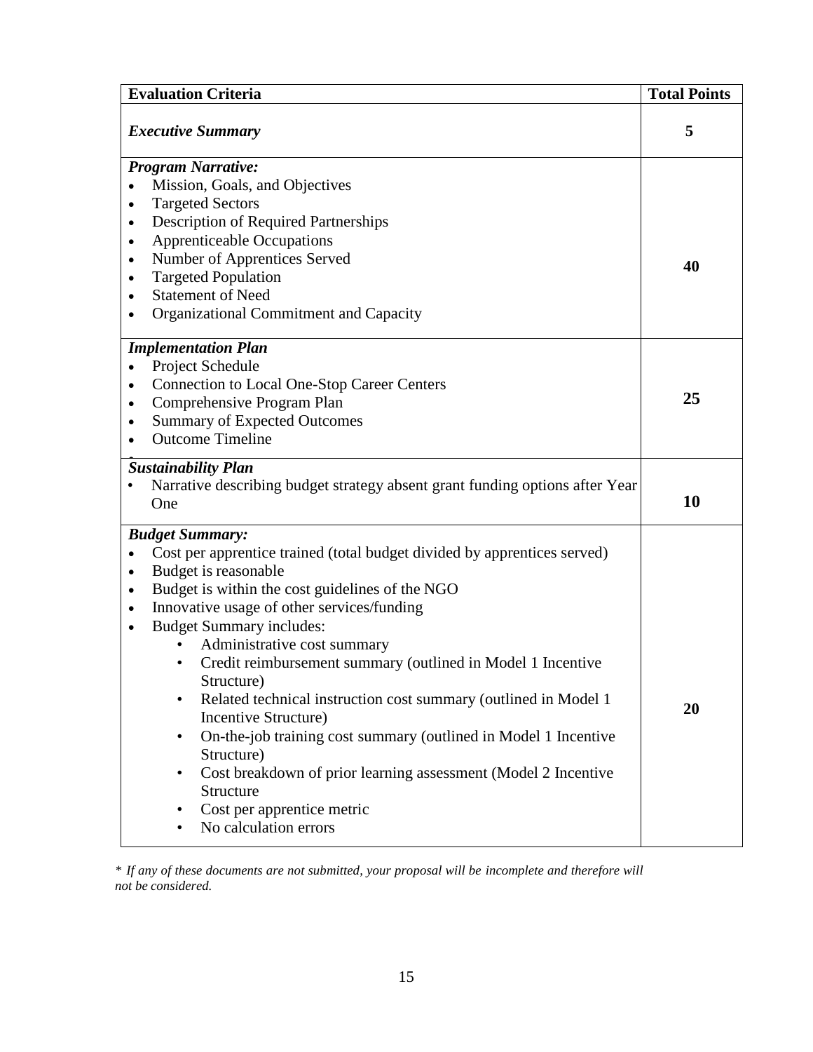| Evaluation Criteria | Total Points |
|---|---|
| ***Executive Summary*** | **5** |
| ***Program Narrative:***<br>• Mission, Goals, and Objectives<br>• Targeted Sectors<br>• Description of Required Partnerships<br>• Apprenticeable Occupations<br>• Number of Apprentices Served<br>• Targeted Population<br>• Statement of Need<br>• Organizational Commitment and Capacity | **40** |
| ***Implementation Plan***<br>• Project Schedule<br>• Connection to Local One-Stop Career Centers<br>• Comprehensive Program Plan<br>• Summary of Expected Outcomes<br>• Outcome Timeline | **25** |
| ***Sustainability Plan***<br>• Narrative describing budget strategy absent grant funding options after Year One | **10** |
| ***Budget Summary:***<br>• Cost per apprentice trained (total budget divided by apprentices served)<br>• Budget is reasonable<br>• Budget is within the cost guidelines of the NGO<br>• Innovative usage of other services/funding<br>• Budget Summary includes:<br>&nbsp;&nbsp;&nbsp;&nbsp;• Administrative cost summary<br>&nbsp;&nbsp;&nbsp;&nbsp;• Credit reimbursement summary (outlined in Model 1 Incentive Structure)<br>&nbsp;&nbsp;&nbsp;&nbsp;• Related technical instruction cost summary (outlined in Model 1 Incentive Structure)<br>&nbsp;&nbsp;&nbsp;&nbsp;• On-the-job training cost summary (outlined in Model 1 Incentive Structure)<br>&nbsp;&nbsp;&nbsp;&nbsp;• Cost breakdown of prior learning assessment (Model 2 Incentive Structure<br>&nbsp;&nbsp;&nbsp;&nbsp;• Cost per apprentice metric<br>&nbsp;&nbsp;&nbsp;&nbsp;• No calculation errors | **20** |

*\* If any of these documents are not submitted, your proposal will be incomplete and therefore will not be considered.*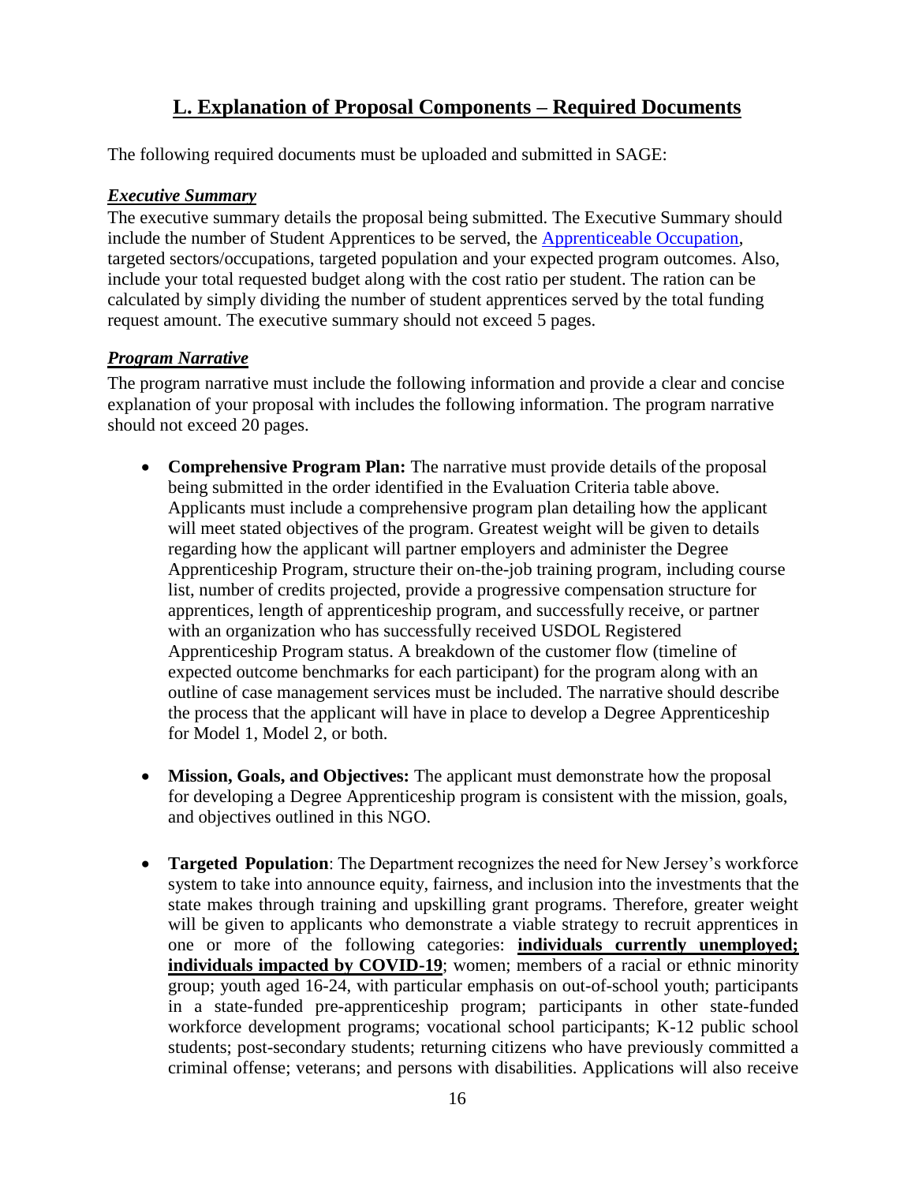## L. Explanation of Proposal Components – Required Documents

The following required documents must be uploaded and submitted in SAGE:

***Executive Summary***

The executive summary details the proposal being submitted. The Executive Summary should include the number of Student Apprentices to be served, the Apprenticeable Occupation, targeted sectors/occupations, targeted population and your expected program outcomes. Also, include your total requested budget along with the cost ratio per student. The ration can be calculated by simply dividing the number of student apprentices served by the total funding request amount. The executive summary should not exceed 5 pages.

***Program Narrative***

The program narrative must include the following information and provide a clear and concise explanation of your proposal with includes the following information. The program narrative should not exceed 20 pages.

- **Comprehensive Program Plan:** The narrative must provide details of the proposal being submitted in the order identified in the Evaluation Criteria table above. Applicants must include a comprehensive program plan detailing how the applicant will meet stated objectives of the program. Greatest weight will be given to details regarding how the applicant will partner employers and administer the Degree Apprenticeship Program, structure their on-the-job training program, including course list, number of credits projected, provide a progressive compensation structure for apprentices, length of apprenticeship program, and successfully receive, or partner with an organization who has successfully received USDOL Registered Apprenticeship Program status. A breakdown of the customer flow (timeline of expected outcome benchmarks for each participant) for the program along with an outline of case management services must be included. The narrative should describe the process that the applicant will have in place to develop a Degree Apprenticeship for Model 1, Model 2, or both.

- **Mission, Goals, and Objectives:** The applicant must demonstrate how the proposal for developing a Degree Apprenticeship program is consistent with the mission, goals, and objectives outlined in this NGO.

- **Targeted Population**: The Department recognizes the need for New Jersey's workforce system to take into announce equity, fairness, and inclusion into the investments that the state makes through training and upskilling grant programs. Therefore, greater weight will be given to applicants who demonstrate a viable strategy to recruit apprentices in one or more of the following categories: **individuals currently unemployed; individuals impacted by COVID-19**; women; members of a racial or ethnic minority group; youth aged 16-24, with particular emphasis on out-of-school youth; participants in a state-funded pre-apprenticeship program; participants in other state-funded workforce development programs; vocational school participants; K-12 public school students; post-secondary students; returning citizens who have previously committed a criminal offense; veterans; and persons with disabilities. Applications will also receive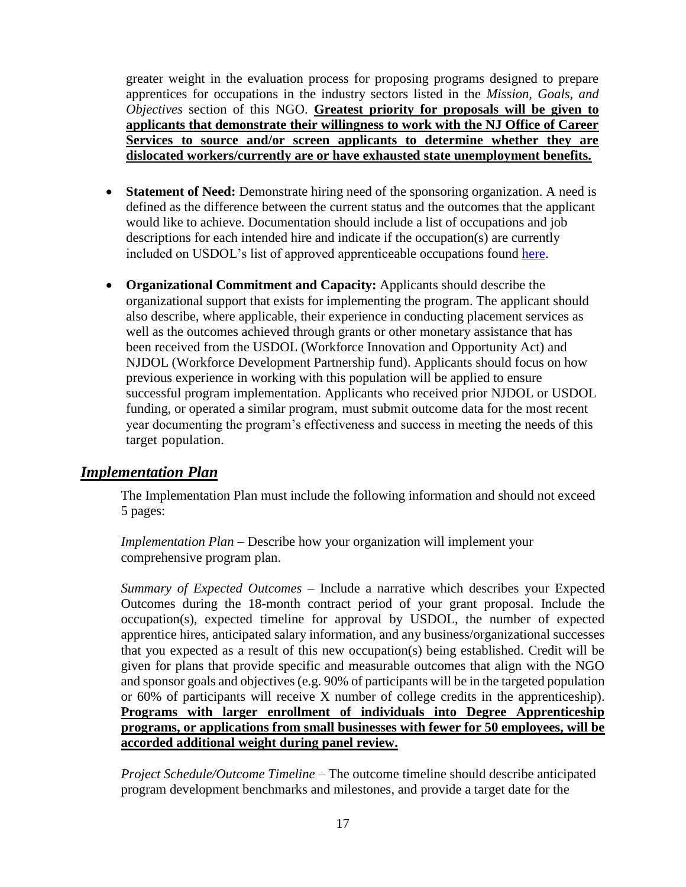greater weight in the evaluation process for proposing programs designed to prepare apprentices for occupations in the industry sectors listed in the *Mission, Goals, and Objectives* section of this NGO. **Greatest priority for proposals will be given to applicants that demonstrate their willingness to work with the NJ Office of Career Services to source and/or screen applicants to determine whether they are dislocated workers/currently are or have exhausted state unemployment benefits.**

- **Statement of Need:** Demonstrate hiring need of the sponsoring organization. A need is defined as the difference between the current status and the outcomes that the applicant would like to achieve. Documentation should include a list of occupations and job descriptions for each intended hire and indicate if the occupation(s) are currently included on USDOL's list of approved apprenticeable occupations found here.
- **Organizational Commitment and Capacity:** Applicants should describe the organizational support that exists for implementing the program. The applicant should also describe, where applicable, their experience in conducting placement services as well as the outcomes achieved through grants or other monetary assistance that has been received from the USDOL (Workforce Innovation and Opportunity Act) and NJDOL (Workforce Development Partnership fund). Applicants should focus on how previous experience in working with this population will be applied to ensure successful program implementation. Applicants who received prior NJDOL or USDOL funding, or operated a similar program, must submit outcome data for the most recent year documenting the program's effectiveness and success in meeting the needs of this target population.

## *Implementation Plan*

The Implementation Plan must include the following information and should not exceed 5 pages:

*Implementation Plan* – Describe how your organization will implement your comprehensive program plan.

*Summary of Expected Outcomes* – Include a narrative which describes your Expected Outcomes during the 18-month contract period of your grant proposal. Include the occupation(s), expected timeline for approval by USDOL, the number of expected apprentice hires, anticipated salary information, and any business/organizational successes that you expected as a result of this new occupation(s) being established. Credit will be given for plans that provide specific and measurable outcomes that align with the NGO and sponsor goals and objectives (e.g. 90% of participants will be in the targeted population or 60% of participants will receive X number of college credits in the apprenticeship). **Programs with larger enrollment of individuals into Degree Apprenticeship programs, or applications from small businesses with fewer for 50 employees, will be accorded additional weight during panel review.**

*Project Schedule/Outcome Timeline* – The outcome timeline should describe anticipated program development benchmarks and milestones, and provide a target date for the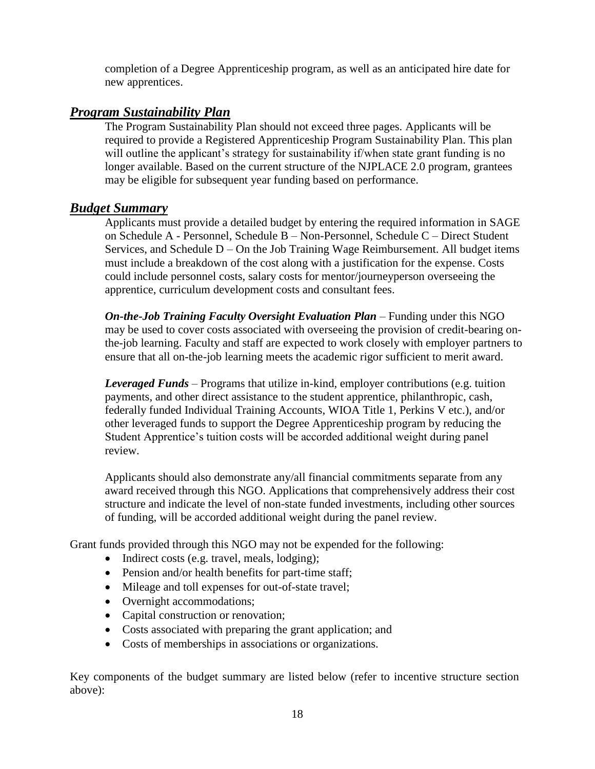completion of a Degree Apprenticeship program, as well as an anticipated hire date for new apprentices.

## ***Program Sustainability Plan***

The Program Sustainability Plan should not exceed three pages. Applicants will be required to provide a Registered Apprenticeship Program Sustainability Plan. This plan will outline the applicant's strategy for sustainability if/when state grant funding is no longer available. Based on the current structure of the NJPLACE 2.0 program, grantees may be eligible for subsequent year funding based on performance.

## ***Budget Summary***

Applicants must provide a detailed budget by entering the required information in SAGE on Schedule A - Personnel, Schedule B – Non-Personnel, Schedule C – Direct Student Services, and Schedule D – On the Job Training Wage Reimbursement. All budget items must include a breakdown of the cost along with a justification for the expense. Costs could include personnel costs, salary costs for mentor/journeyperson overseeing the apprentice, curriculum development costs and consultant fees.

***On-the-Job Training Faculty Oversight Evaluation Plan*** – Funding under this NGO may be used to cover costs associated with overseeing the provision of credit-bearing on-the-job learning. Faculty and staff are expected to work closely with employer partners to ensure that all on-the-job learning meets the academic rigor sufficient to merit award.

***Leveraged Funds*** – Programs that utilize in-kind, employer contributions (e.g. tuition payments, and other direct assistance to the student apprentice, philanthropic, cash, federally funded Individual Training Accounts, WIOA Title 1, Perkins V etc.), and/or other leveraged funds to support the Degree Apprenticeship program by reducing the Student Apprentice's tuition costs will be accorded additional weight during panel review.

Applicants should also demonstrate any/all financial commitments separate from any award received through this NGO. Applications that comprehensively address their cost structure and indicate the level of non-state funded investments, including other sources of funding, will be accorded additional weight during the panel review.

Grant funds provided through this NGO may not be expended for the following:

- Indirect costs (e.g. travel, meals, lodging);
- Pension and/or health benefits for part-time staff;
- Mileage and toll expenses for out-of-state travel;
- Overnight accommodations;
- Capital construction or renovation;
- Costs associated with preparing the grant application; and
- Costs of memberships in associations or organizations.

Key components of the budget summary are listed below (refer to incentive structure section above):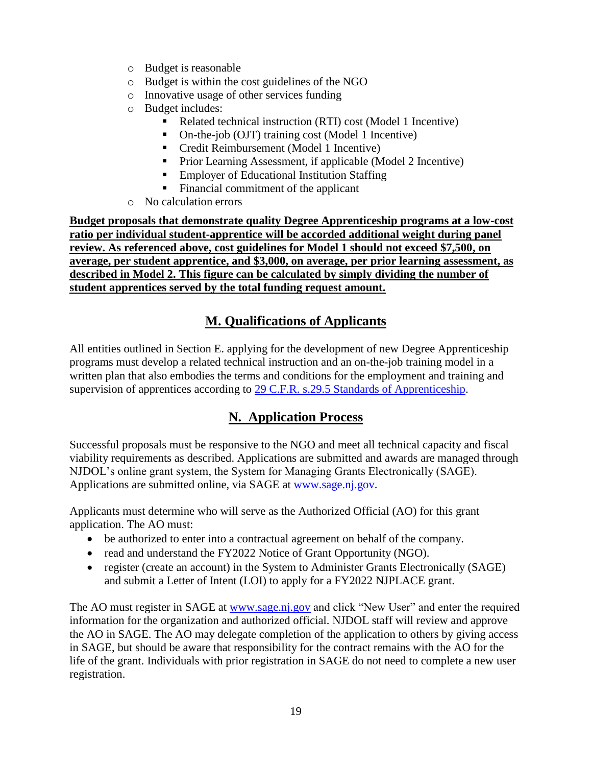- Budget is reasonable
- Budget is within the cost guidelines of the NGO
- Innovative usage of other services funding
- Budget includes:
  - Related technical instruction (RTI) cost (Model 1 Incentive)
  - On-the-job (OJT) training cost (Model 1 Incentive)
  - Credit Reimbursement (Model 1 Incentive)
  - Prior Learning Assessment, if applicable (Model 2 Incentive)
  - Employer of Educational Institution Staffing
  - Financial commitment of the applicant
- No calculation errors

**Budget proposals that demonstrate quality Degree Apprenticeship programs at a low-cost ratio per individual student-apprentice will be accorded additional weight during panel review. As referenced above, cost guidelines for Model 1 should not exceed $7,500, on average, per student apprentice, and $3,000, on average, per prior learning assessment, as described in Model 2. This figure can be calculated by simply dividing the number of student apprentices served by the total funding request amount.**

## M. Qualifications of Applicants

All entities outlined in Section E. applying for the development of new Degree Apprenticeship programs must develop a related technical instruction and an on-the-job training model in a written plan that also embodies the terms and conditions for the employment and training and supervision of apprentices according to [29 C.F.R. s.29.5 Standards of Apprenticeship](29 C.F.R. s.29.5 Standards of Apprenticeship).

## N. Application Process

Successful proposals must be responsive to the NGO and meet all technical capacity and fiscal viability requirements as described. Applications are submitted and awards are managed through NJDOL's online grant system, the System for Managing Grants Electronically (SAGE). Applications are submitted online, via SAGE at [www.sage.nj.gov](www.sage.nj.gov).

Applicants must determine who will serve as the Authorized Official (AO) for this grant application. The AO must:

- be authorized to enter into a contractual agreement on behalf of the company.
- read and understand the FY2022 Notice of Grant Opportunity (NGO).
- register (create an account) in the System to Administer Grants Electronically (SAGE) and submit a Letter of Intent (LOI) to apply for a FY2022 NJPLACE grant.

The AO must register in SAGE at [www.sage.nj.gov](www.sage.nj.gov) and click "New User" and enter the required information for the organization and authorized official. NJDOL staff will review and approve the AO in SAGE. The AO may delegate completion of the application to others by giving access in SAGE, but should be aware that responsibility for the contract remains with the AO for the life of the grant. Individuals with prior registration in SAGE do not need to complete a new user registration.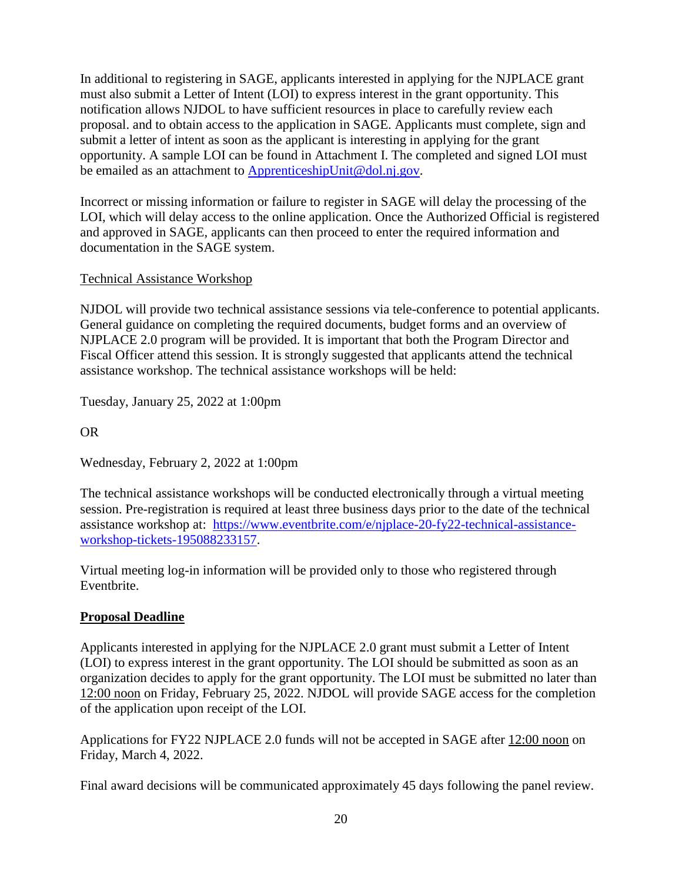In additional to registering in SAGE, applicants interested in applying for the NJPLACE grant must also submit a Letter of Intent (LOI) to express interest in the grant opportunity. This notification allows NJDOL to have sufficient resources in place to carefully review each proposal. and to obtain access to the application in SAGE. Applicants must complete, sign and submit a letter of intent as soon as the applicant is interesting in applying for the grant opportunity. A sample LOI can be found in Attachment I. The completed and signed LOI must be emailed as an attachment to [ApprenticeshipUnit@dol.nj.gov](mailto:ApprenticeshipUnit@dol.nj.gov).

Incorrect or missing information or failure to register in SAGE will delay the processing of the LOI, which will delay access to the online application. Once the Authorized Official is registered and approved in SAGE, applicants can then proceed to enter the required information and documentation in the SAGE system.

<u>Technical Assistance Workshop</u>

NJDOL will provide two technical assistance sessions via tele-conference to potential applicants. General guidance on completing the required documents, budget forms and an overview of NJPLACE 2.0 program will be provided. It is important that both the Program Director and Fiscal Officer attend this session. It is strongly suggested that applicants attend the technical assistance workshop. The technical assistance workshops will be held:

Tuesday, January 25, 2022 at 1:00pm

OR

Wednesday, February 2, 2022 at 1:00pm

The technical assistance workshops will be conducted electronically through a virtual meeting session. Pre-registration is required at least three business days prior to the date of the technical assistance workshop at: [https://www.eventbrite.com/e/njplace-20-fy22-technical-assistance-workshop-tickets-195088233157](https://www.eventbrite.com/e/njplace-20-fy22-technical-assistance-workshop-tickets-195088233157).

Virtual meeting log-in information will be provided only to those who registered through Eventbrite.

## <u>Proposal Deadline</u>

Applicants interested in applying for the NJPLACE 2.0 grant must submit a Letter of Intent (LOI) to express interest in the grant opportunity. The LOI should be submitted as soon as an organization decides to apply for the grant opportunity. The LOI must be submitted no later than <u>12:00 noon</u> on Friday, February 25, 2022. NJDOL will provide SAGE access for the completion of the application upon receipt of the LOI.

Applications for FY22 NJPLACE 2.0 funds will not be accepted in SAGE after <u>12:00 noon</u> on Friday, March 4, 2022.

Final award decisions will be communicated approximately 45 days following the panel review.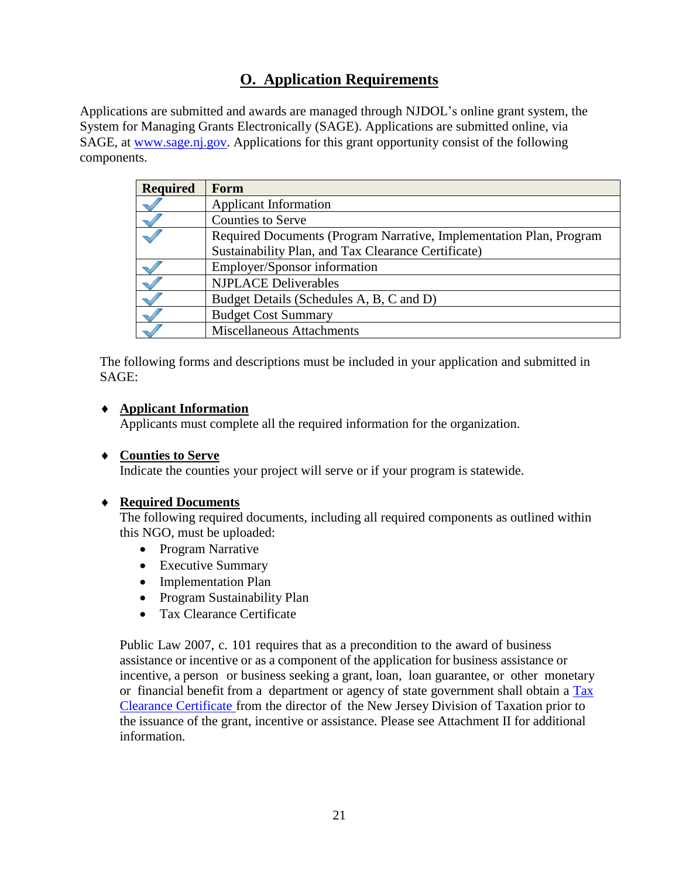## O. Application Requirements

Applications are submitted and awards are managed through NJDOL's online grant system, the System for Managing Grants Electronically (SAGE). Applications are submitted online, via SAGE, at www.sage.nj.gov. Applications for this grant opportunity consist of the following components.

| Required | Form |
|---|---|
| ✓ | Applicant Information |
| ✓ | Counties to Serve |
| ✓ | Required Documents (Program Narrative, Implementation Plan, Program Sustainability Plan, and Tax Clearance Certificate) |
| ✓ | Employer/Sponsor information |
| ✓ | NJPLACE Deliverables |
| ✓ | Budget Details (Schedules A, B, C and D) |
| ✓ | Budget Cost Summary |
| ✓ | Miscellaneous Attachments |

The following forms and descriptions must be included in your application and submitted in SAGE:

- **Applicant Information**
  Applicants must complete all the required information for the organization.

- **Counties to Serve**
  Indicate the counties your project will serve or if your program is statewide.

- **Required Documents**
  The following required documents, including all required components as outlined within this NGO, must be uploaded:
  - Program Narrative
  - Executive Summary
  - Implementation Plan
  - Program Sustainability Plan
  - Tax Clearance Certificate

  Public Law 2007, c. 101 requires that as a precondition to the award of business assistance or incentive or as a component of the application for business assistance or incentive, a person or business seeking a grant, loan, loan guarantee, or other monetary or financial benefit from a department or agency of state government shall obtain a Tax Clearance Certificate from the director of the New Jersey Division of Taxation prior to the issuance of the grant, incentive or assistance. Please see Attachment II for additional information.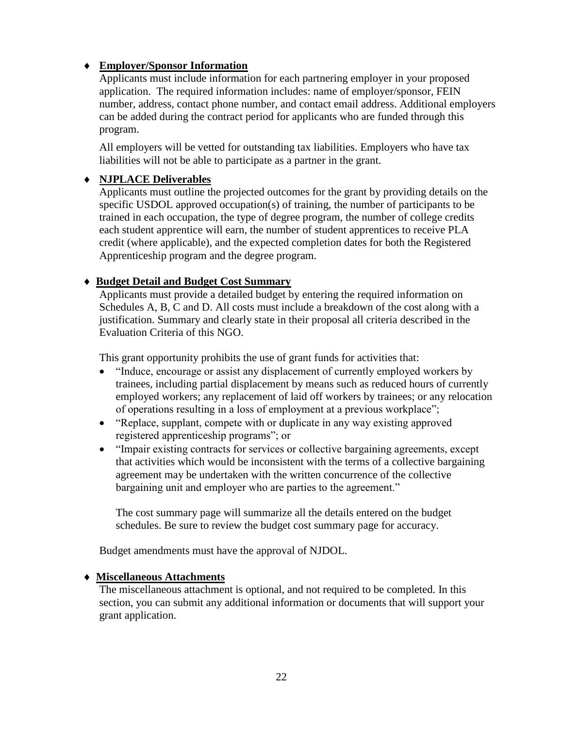- **Employer/Sponsor Information**

  Applicants must include information for each partnering employer in your proposed application. The required information includes: name of employer/sponsor, FEIN number, address, contact phone number, and contact email address. Additional employers can be added during the contract period for applicants who are funded through this program.

  All employers will be vetted for outstanding tax liabilities. Employers who have tax liabilities will not be able to participate as a partner in the grant.

- **NJPLACE Deliverables**

  Applicants must outline the projected outcomes for the grant by providing details on the specific USDOL approved occupation(s) of training, the number of participants to be trained in each occupation, the type of degree program, the number of college credits each student apprentice will earn, the number of student apprentices to receive PLA credit (where applicable), and the expected completion dates for both the Registered Apprenticeship program and the degree program.

- **Budget Detail and Budget Cost Summary**

  Applicants must provide a detailed budget by entering the required information on Schedules A, B, C and D. All costs must include a breakdown of the cost along with a justification. Summary and clearly state in their proposal all criteria described in the Evaluation Criteria of this NGO.

  This grant opportunity prohibits the use of grant funds for activities that:

  - "Induce, encourage or assist any displacement of currently employed workers by trainees, including partial displacement by means such as reduced hours of currently employed workers; any replacement of laid off workers by trainees; or any relocation of operations resulting in a loss of employment at a previous workplace";
  - "Replace, supplant, compete with or duplicate in any way existing approved registered apprenticeship programs"; or
  - "Impair existing contracts for services or collective bargaining agreements, except that activities which would be inconsistent with the terms of a collective bargaining agreement may be undertaken with the written concurrence of the collective bargaining unit and employer who are parties to the agreement."

    The cost summary page will summarize all the details entered on the budget schedules. Be sure to review the budget cost summary page for accuracy.

  Budget amendments must have the approval of NJDOL.

- **Miscellaneous Attachments**

  The miscellaneous attachment is optional, and not required to be completed. In this section, you can submit any additional information or documents that will support your grant application.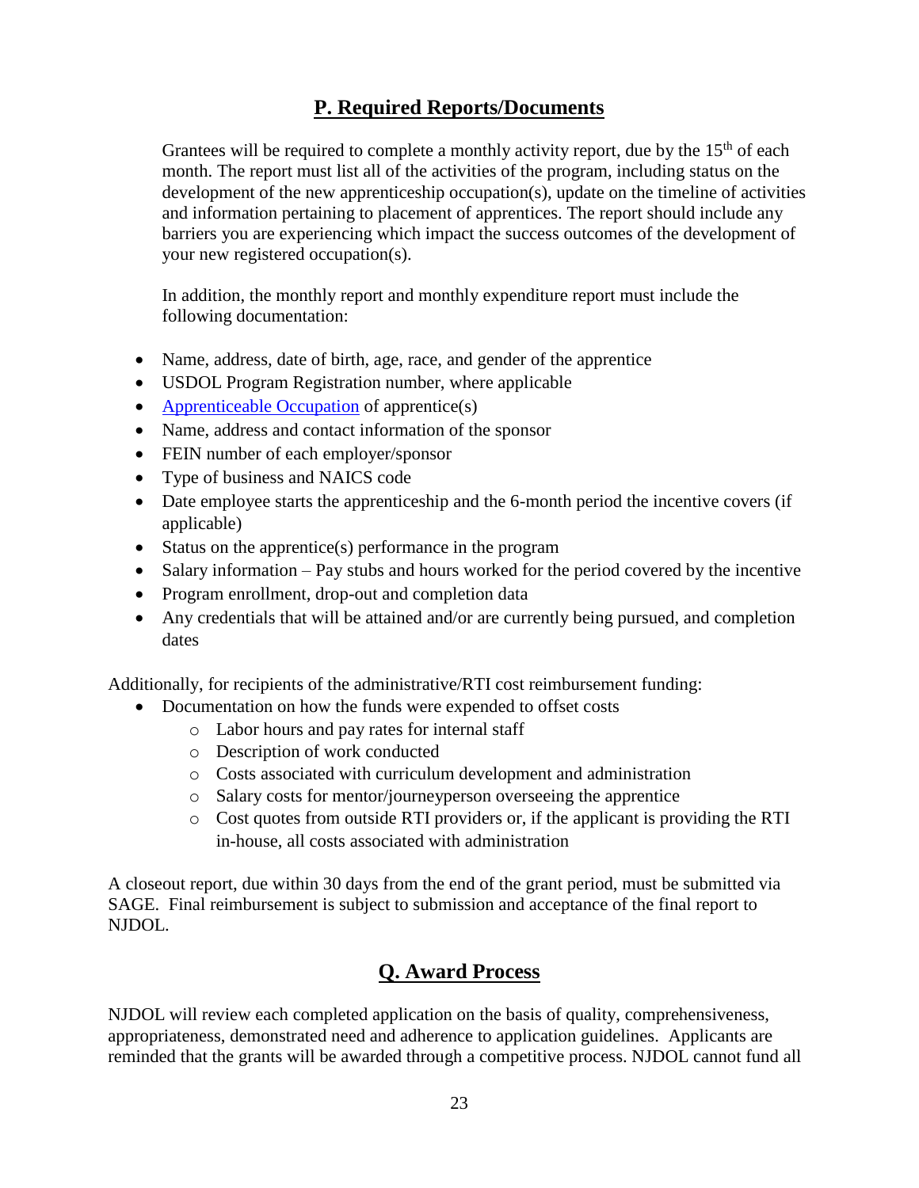## P. Required Reports/Documents

Grantees will be required to complete a monthly activity report, due by the 15th of each month. The report must list all of the activities of the program, including status on the development of the new apprenticeship occupation(s), update on the timeline of activities and information pertaining to placement of apprentices. The report should include any barriers you are experiencing which impact the success outcomes of the development of your new registered occupation(s).

In addition, the monthly report and monthly expenditure report must include the following documentation:

- Name, address, date of birth, age, race, and gender of the apprentice
- USDOL Program Registration number, where applicable
- Apprenticeable Occupation of apprentice(s)
- Name, address and contact information of the sponsor
- FEIN number of each employer/sponsor
- Type of business and NAICS code
- Date employee starts the apprenticeship and the 6-month period the incentive covers (if applicable)
- Status on the apprentice(s) performance in the program
- Salary information – Pay stubs and hours worked for the period covered by the incentive
- Program enrollment, drop-out and completion data
- Any credentials that will be attained and/or are currently being pursued, and completion dates

Additionally, for recipients of the administrative/RTI cost reimbursement funding:

- Documentation on how the funds were expended to offset costs
  - Labor hours and pay rates for internal staff
  - Description of work conducted
  - Costs associated with curriculum development and administration
  - Salary costs for mentor/journeyperson overseeing the apprentice
  - Cost quotes from outside RTI providers or, if the applicant is providing the RTI in-house, all costs associated with administration

A closeout report, due within 30 days from the end of the grant period, must be submitted via SAGE. Final reimbursement is subject to submission and acceptance of the final report to NJDOL.

## Q. Award Process

NJDOL will review each completed application on the basis of quality, comprehensiveness, appropriateness, demonstrated need and adherence to application guidelines. Applicants are reminded that the grants will be awarded through a competitive process. NJDOL cannot fund all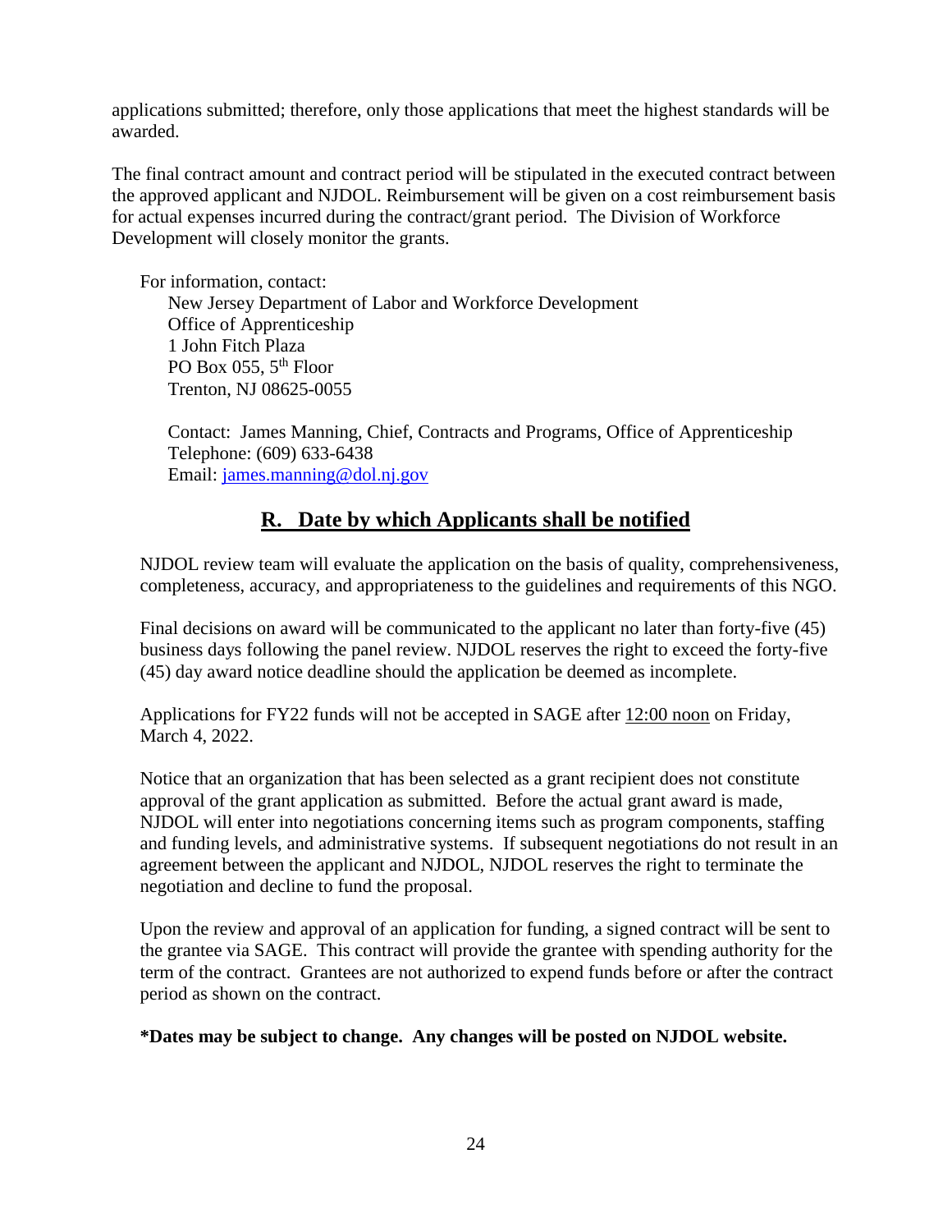applications submitted; therefore, only those applications that meet the highest standards will be awarded.

The final contract amount and contract period will be stipulated in the executed contract between the approved applicant and NJDOL. Reimbursement will be given on a cost reimbursement basis for actual expenses incurred during the contract/grant period. The Division of Workforce Development will closely monitor the grants.

For information, contact:
New Jersey Department of Labor and Workforce Development
Office of Apprenticeship
1 John Fitch Plaza
PO Box 055, 5th Floor
Trenton, NJ 08625-0055

Contact: James Manning, Chief, Contracts and Programs, Office of Apprenticeship
Telephone: (609) 633-6438
Email: [james.manning@dol.nj.gov](mailto:james.manning@dol.nj.gov)

## R. Date by which Applicants shall be notified

NJDOL review team will evaluate the application on the basis of quality, comprehensiveness, completeness, accuracy, and appropriateness to the guidelines and requirements of this NGO.

Final decisions on award will be communicated to the applicant no later than forty-five (45) business days following the panel review. NJDOL reserves the right to exceed the forty-five (45) day award notice deadline should the application be deemed as incomplete.

Applications for FY22 funds will not be accepted in SAGE after 12:00 noon on Friday, March 4, 2022.

Notice that an organization that has been selected as a grant recipient does not constitute approval of the grant application as submitted. Before the actual grant award is made, NJDOL will enter into negotiations concerning items such as program components, staffing and funding levels, and administrative systems. If subsequent negotiations do not result in an agreement between the applicant and NJDOL, NJDOL reserves the right to terminate the negotiation and decline to fund the proposal.

Upon the review and approval of an application for funding, a signed contract will be sent to the grantee via SAGE. This contract will provide the grantee with spending authority for the term of the contract. Grantees are not authorized to expend funds before or after the contract period as shown on the contract.

**\*Dates may be subject to change. Any changes will be posted on NJDOL website.**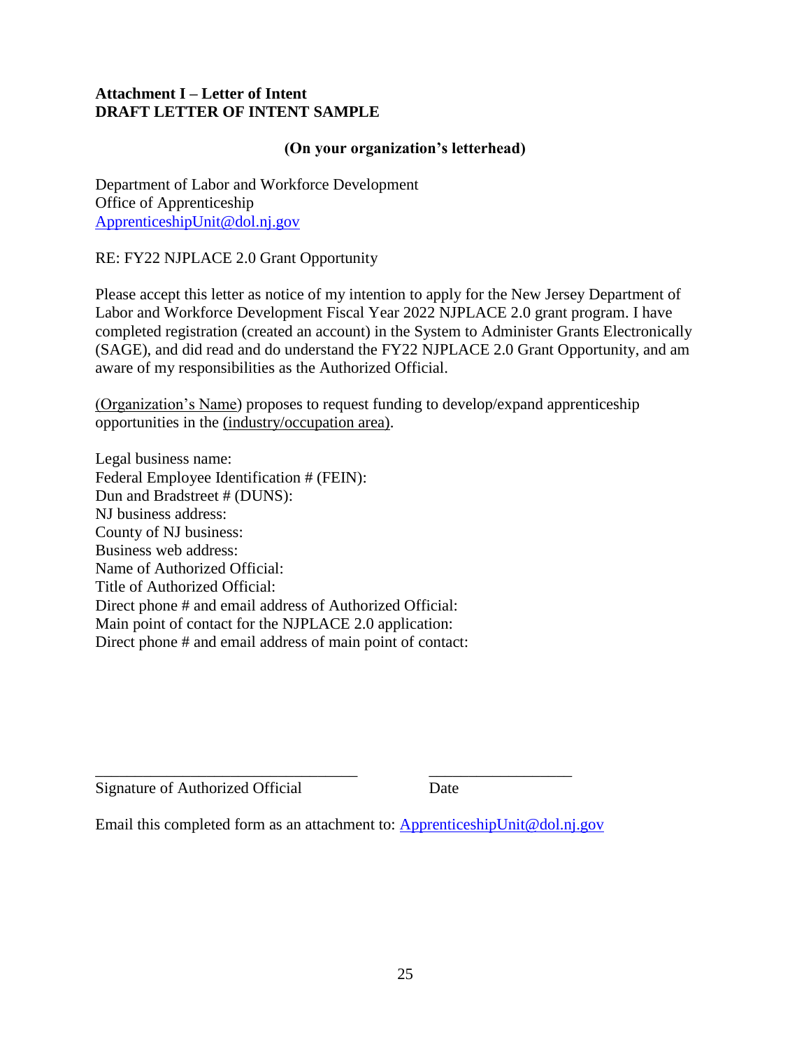**Attachment I – Letter of Intent**
**DRAFT LETTER OF INTENT SAMPLE**

**(On your organization's letterhead)**

Department of Labor and Workforce Development
Office of Apprenticeship
ApprenticeshipUnit@dol.nj.gov

RE: FY22 NJPLACE 2.0 Grant Opportunity

Please accept this letter as notice of my intention to apply for the New Jersey Department of Labor and Workforce Development Fiscal Year 2022 NJPLACE 2.0 grant program. I have completed registration (created an account) in the System to Administer Grants Electronically (SAGE), and did read and do understand the FY22 NJPLACE 2.0 Grant Opportunity, and am aware of my responsibilities as the Authorized Official.

<u>(Organization's Name</u>) proposes to request funding to develop/expand apprenticeship opportunities in the <u>(industry/occupation area)</u>.

Legal business name:
Federal Employee Identification # (FEIN):
Dun and Bradstreet # (DUNS):
NJ business address:
County of NJ business:
Business web address:
Name of Authorized Official:
Title of Authorized Official:
Direct phone # and email address of Authorized Official:
Main point of contact for the NJPLACE 2.0 application:
Direct phone # and email address of main point of contact:

\_\_\_\_\_\_\_\_\_\_\_\_\_\_\_\_\_\_\_\_\_\_\_\_\_\_\_\_\_\_\_\_\_\_\_ &nbsp;&nbsp;&nbsp;&nbsp;&nbsp;&nbsp;&nbsp;&nbsp; \_\_\_\_\_\_\_\_\_\_\_\_\_\_\_\_\_\_\_
Signature of Authorized Official &nbsp;&nbsp;&nbsp;&nbsp;&nbsp;&nbsp;&nbsp;&nbsp;&nbsp;&nbsp;&nbsp;&nbsp; Date

Email this completed form as an attachment to: ApprenticeshipUnit@dol.nj.gov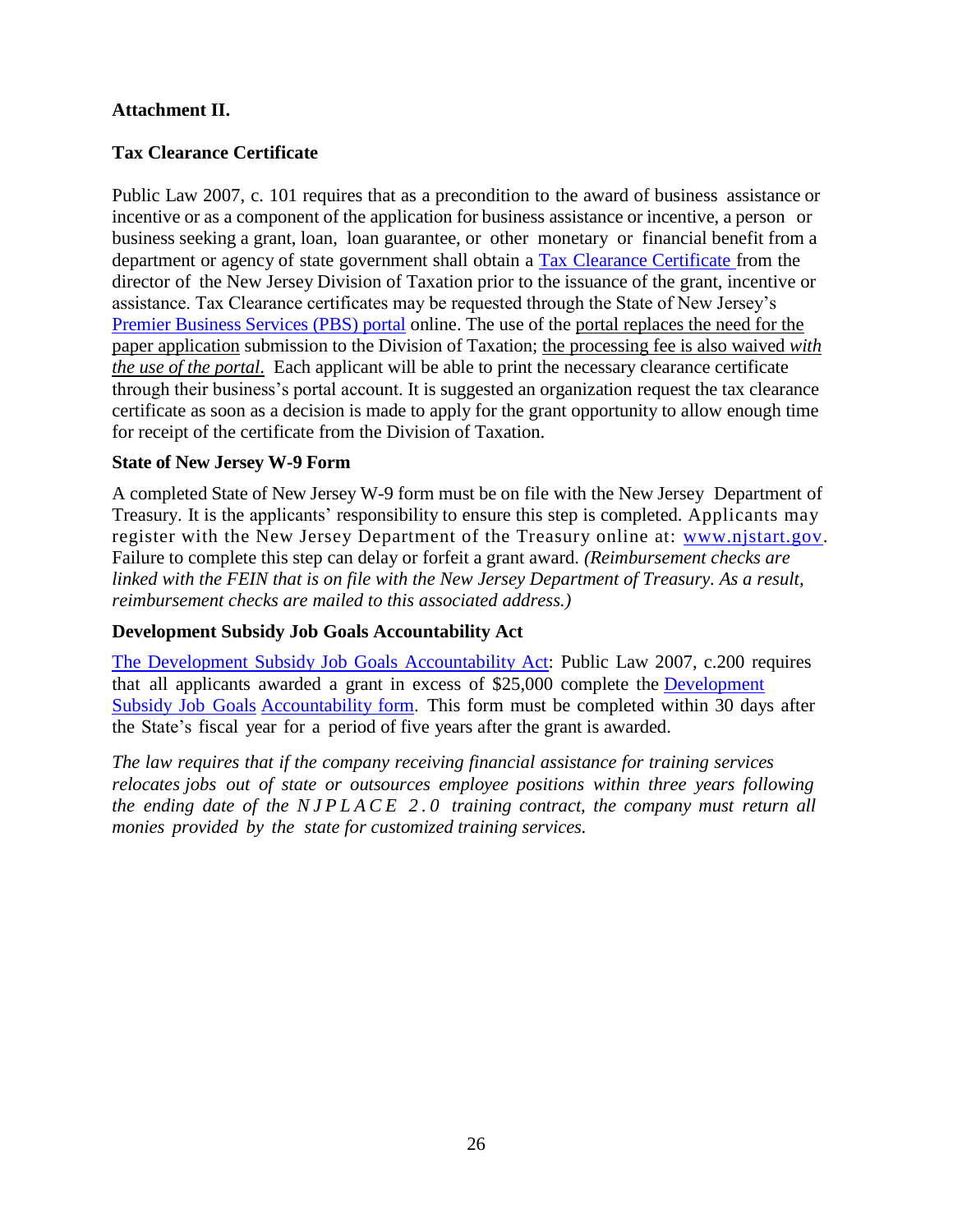**Attachment II.**

**Tax Clearance Certificate**

Public Law 2007, c. 101 requires that as a precondition to the award of business assistance or incentive or as a component of the application for business assistance or incentive, a person or business seeking a grant, loan, loan guarantee, or other monetary or financial benefit from a department or agency of state government shall obtain a Tax Clearance Certificate from the director of the New Jersey Division of Taxation prior to the issuance of the grant, incentive or assistance. Tax Clearance certificates may be requested through the State of New Jersey's Premier Business Services (PBS) portal online. The use of the portal replaces the need for the paper application submission to the Division of Taxation; the processing fee is also waived *with the use of the portal.* Each applicant will be able to print the necessary clearance certificate through their business's portal account. It is suggested an organization request the tax clearance certificate as soon as a decision is made to apply for the grant opportunity to allow enough time for receipt of the certificate from the Division of Taxation.

**State of New Jersey W-9 Form**

A completed State of New Jersey W-9 form must be on file with the New Jersey Department of Treasury. It is the applicants' responsibility to ensure this step is completed. Applicants may register with the New Jersey Department of the Treasury online at: www.njstart.gov. Failure to complete this step can delay or forfeit a grant award. *(Reimbursement checks are linked with the FEIN that is on file with the New Jersey Department of Treasury. As a result, reimbursement checks are mailed to this associated address.)*

**Development Subsidy Job Goals Accountability Act**

The Development Subsidy Job Goals Accountability Act: Public Law 2007, c.200 requires that all applicants awarded a grant in excess of $25,000 complete the Development Subsidy Job Goals Accountability form. This form must be completed within 30 days after the State's fiscal year for a period of five years after the grant is awarded.

*The law requires that if the company receiving financial assistance for training services relocates jobs out of state or outsources employee positions within three years following the ending date of the NJPLACE 2.0 training contract, the company must return all monies provided by the state for customized training services.*